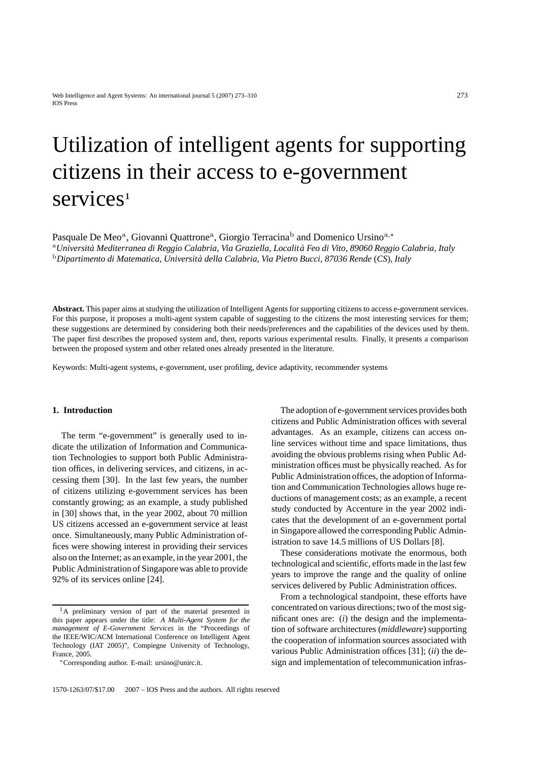# Utilization of intelligent agents for supporting citizens in their access to e-government services[1]

Pasquale De Meo[a], Giovanni Quattrone[a], Giorgio Terracina[b] and Domenico Ursino[a,*]

[a]*Università Mediterranea di Reggio Calabria, Via Graziella, Località Feo di Vito, 89060 Reggio Calabria, Italy*
[b]*Dipartimento di Matematica, Università della Calabria, Via Pietro Bucci, 87036 Rende (CS), Italy*

**Abstract.** This paper aims at studying the utilization of Intelligent Agents for supporting citizens to access e-government services. For this purpose, it proposes a multi-agent system capable of suggesting to the citizens the most interesting services for them; these suggestions are determined by considering both their needs/preferences and the capabilities of the devices used by them. The paper first describes the proposed system and, then, reports various experimental results. Finally, it presents a comparison between the proposed system and other related ones already presented in the literature.

Keywords: Multi-agent systems, e-government, user profiling, device adaptivity, recommender systems

## 1. Introduction

The term "e-government" is generally used to indicate the utilization of Information and Communication Technologies to support both Public Administration offices, in delivering services, and citizens, in accessing them [30]. In the last few years, the number of citizens utilizing e-government services has been constantly growing; as an example, a study published in [30] shows that, in the year 2002, about 70 million US citizens accessed an e-government service at least once. Simultaneously, many Public Administration offices were showing interest in providing their services also on the Internet; as an example, in the year 2001, the Public Administration of Singapore was able to provide 92% of its services online [24].

The adoption of e-government services provides both citizens and Public Administration offices with several advantages. As an example, citizens can access online services without time and space limitations, thus avoiding the obvious problems rising when Public Administration offices must be physically reached. As for Public Administration offices, the adoption of Information and Communication Technologies allows huge reductions of management costs; as an example, a recent study conducted by Accenture in the year 2002 indicates that the development of an e-government portal in Singapore allowed the corresponding Public Administration to save 14.5 millions of US Dollars [8].

These considerations motivate the enormous, both technological and scientific, efforts made in the last few years to improve the range and the quality of online services delivered by Public Administration offices.

From a technological standpoint, these efforts have concentrated on various directions; two of the most significant ones are: (*i*) the design and the implementation of software architectures (*middleware*) supporting the cooperation of information sources associated with various Public Administration offices [31]; (*ii*) the design and implementation of telecommunication infras-

[1]A preliminary version of part of the material presented in this paper appears under the title: *A Multi-Agent System for the management of E-Government Services* in the "Proceedings of the IEEE/WIC/ACM International Conference on Intelligent Agent Technology (IAT 2005)", Compiegne University of Technology, France, 2005.

*Corresponding author. E-mail: ursino@unirc.it.

1570-1263/07/$17.00 2007 – IOS Press and the authors. All rights reserved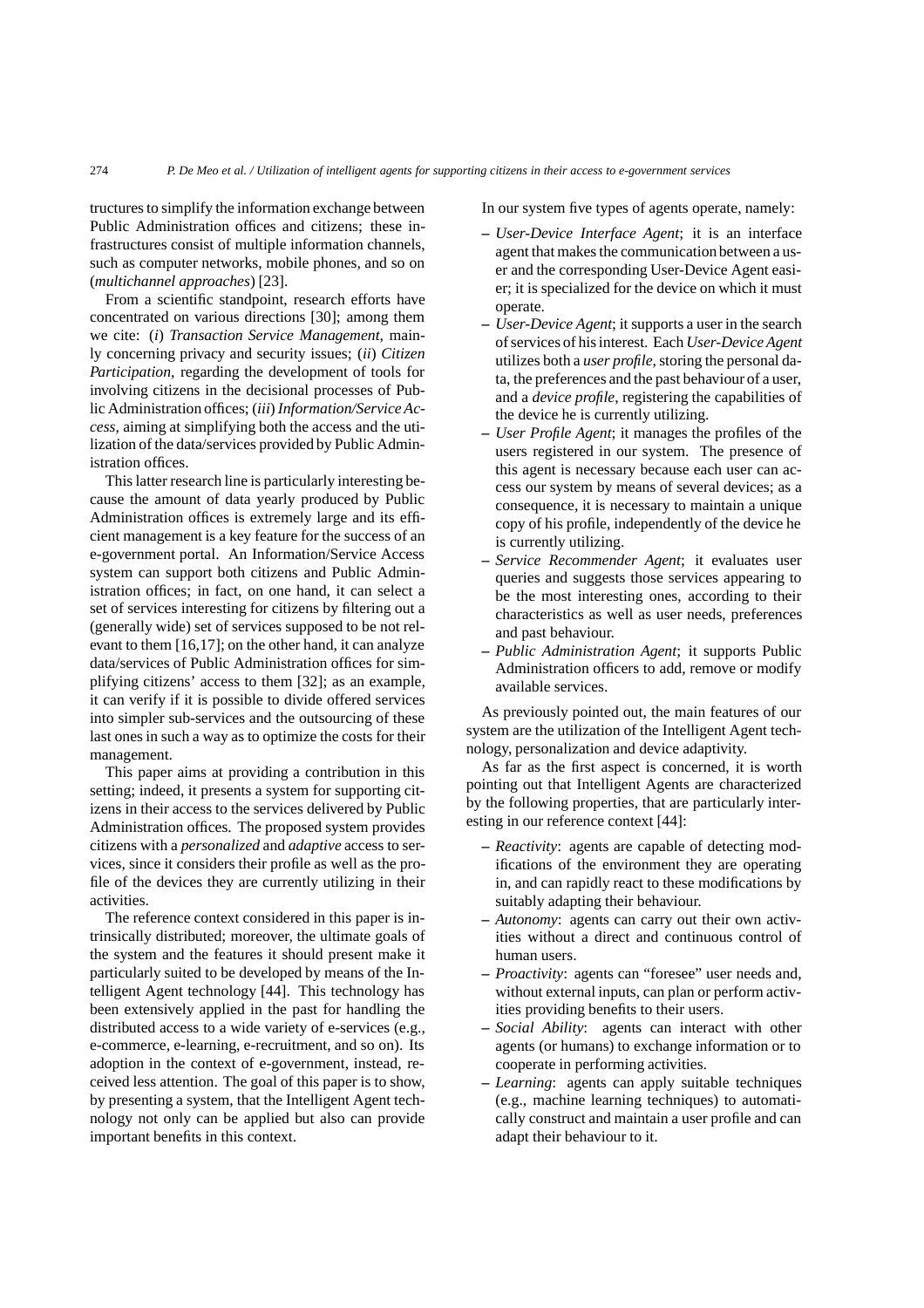tructures to simplify the information exchange between Public Administration offices and citizens; these infrastructures consist of multiple information channels, such as computer networks, mobile phones, and so on (*multichannel approaches*) [23].

From a scientific standpoint, research efforts have concentrated on various directions [30]; among them we cite: (*i*) *Transaction Service Management*, mainly concerning privacy and security issues; (*ii*) *Citizen Participation*, regarding the development of tools for involving citizens in the decisional processes of Public Administration offices; (*iii*) *Information/Service Access*, aiming at simplifying both the access and the utilization of the data/services provided by Public Administration offices.

This latter research line is particularly interesting because the amount of data yearly produced by Public Administration offices is extremely large and its efficient management is a key feature for the success of an e-government portal. An Information/Service Access system can support both citizens and Public Administration offices; in fact, on one hand, it can select a set of services interesting for citizens by filtering out a (generally wide) set of services supposed to be not relevant to them [16,17]; on the other hand, it can analyze data/services of Public Administration offices for simplifying citizens' access to them [32]; as an example, it can verify if it is possible to divide offered services into simpler sub-services and the outsourcing of these last ones in such a way as to optimize the costs for their management.

This paper aims at providing a contribution in this setting; indeed, it presents a system for supporting citizens in their access to the services delivered by Public Administration offices. The proposed system provides citizens with a *personalized* and *adaptive* access to services, since it considers their profile as well as the profile of the devices they are currently utilizing in their activities.

The reference context considered in this paper is intrinsically distributed; moreover, the ultimate goals of the system and the features it should present make it particularly suited to be developed by means of the Intelligent Agent technology [44]. This technology has been extensively applied in the past for handling the distributed access to a wide variety of e-services (e.g., e-commerce, e-learning, e-recruitment, and so on). Its adoption in the context of e-government, instead, received less attention. The goal of this paper is to show, by presenting a system, that the Intelligent Agent technology not only can be applied but also can provide important benefits in this context.

In our system five types of agents operate, namely:

– *User-Device Interface Agent*; it is an interface agent that makes the communication between a user and the corresponding User-Device Agent easier; it is specialized for the device on which it must operate.
– *User-Device Agent*; it supports a user in the search of services of his interest. Each *User-Device Agent* utilizes both a *user profile*, storing the personal data, the preferences and the past behaviour of a user, and a *device profile*, registering the capabilities of the device he is currently utilizing.
– *User Profile Agent*; it manages the profiles of the users registered in our system. The presence of this agent is necessary because each user can access our system by means of several devices; as a consequence, it is necessary to maintain a unique copy of his profile, independently of the device he is currently utilizing.
– *Service Recommender Agent*; it evaluates user queries and suggests those services appearing to be the most interesting ones, according to their characteristics as well as user needs, preferences and past behaviour.
– *Public Administration Agent*; it supports Public Administration officers to add, remove or modify available services.

As previously pointed out, the main features of our system are the utilization of the Intelligent Agent technology, personalization and device adaptivity.

As far as the first aspect is concerned, it is worth pointing out that Intelligent Agents are characterized by the following properties, that are particularly interesting in our reference context [44]:

– *Reactivity*: agents are capable of detecting modifications of the environment they are operating in, and can rapidly react to these modifications by suitably adapting their behaviour.
– *Autonomy*: agents can carry out their own activities without a direct and continuous control of human users.
– *Proactivity*: agents can "foresee" user needs and, without external inputs, can plan or perform activities providing benefits to their users.
– *Social Ability*: agents can interact with other agents (or humans) to exchange information or to cooperate in performing activities.
– *Learning*: agents can apply suitable techniques (e.g., machine learning techniques) to automatically construct and maintain a user profile and can adapt their behaviour to it.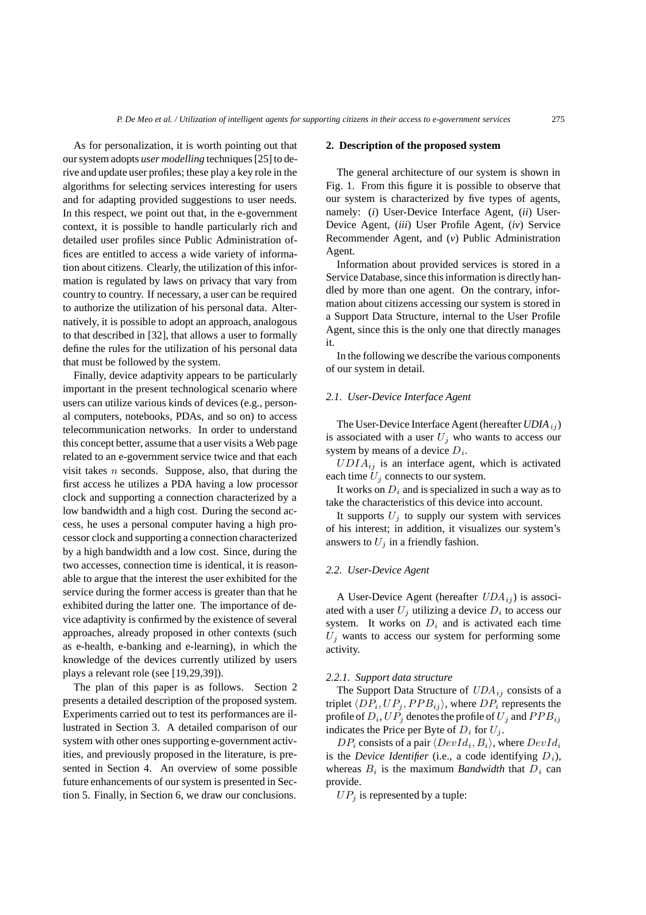As for personalization, it is worth pointing out that our system adopts *user modelling* techniques [25] to derive and update user profiles; these play a key role in the algorithms for selecting services interesting for users and for adapting provided suggestions to user needs. In this respect, we point out that, in the e-government context, it is possible to handle particularly rich and detailed user profiles since Public Administration offices are entitled to access a wide variety of information about citizens. Clearly, the utilization of this information is regulated by laws on privacy that vary from country to country. If necessary, a user can be required to authorize the utilization of his personal data. Alternatively, it is possible to adopt an approach, analogous to that described in [32], that allows a user to formally define the rules for the utilization of his personal data that must be followed by the system.

Finally, device adaptivity appears to be particularly important in the present technological scenario where users can utilize various kinds of devices (e.g., personal computers, notebooks, PDAs, and so on) to access telecommunication networks. In order to understand this concept better, assume that a user visits a Web page related to an e-government service twice and that each visit takes $n$ seconds. Suppose, also, that during the first access he utilizes a PDA having a low processor clock and supporting a connection characterized by a low bandwidth and a high cost. During the second access, he uses a personal computer having a high processor clock and supporting a connection characterized by a high bandwidth and a low cost. Since, during the two accesses, connection time is identical, it is reasonable to argue that the interest the user exhibited for the service during the former access is greater than that he exhibited during the latter one. The importance of device adaptivity is confirmed by the existence of several approaches, already proposed in other contexts (such as e-health, e-banking and e-learning), in which the knowledge of the devices currently utilized by users plays a relevant role (see [19,29,39]).

The plan of this paper is as follows. Section 2 presents a detailed description of the proposed system. Experiments carried out to test its performances are illustrated in Section 3. A detailed comparison of our system with other ones supporting e-government activities, and previously proposed in the literature, is presented in Section 4. An overview of some possible future enhancements of our system is presented in Section 5. Finally, in Section 6, we draw our conclusions.

## 2. Description of the proposed system

The general architecture of our system is shown in Fig. 1. From this figure it is possible to observe that our system is characterized by five types of agents, namely: (*i*) User-Device Interface Agent, (*ii*) User-Device Agent, (*iii*) User Profile Agent, (*iv*) Service Recommender Agent, and (*v*) Public Administration Agent.

Information about provided services is stored in a Service Database, since this information is directly handled by more than one agent. On the contrary, information about citizens accessing our system is stored in a Support Data Structure, internal to the User Profile Agent, since this is the only one that directly manages it.

In the following we describe the various components of our system in detail.

### *2.1. User-Device Interface Agent*

The User-Device Interface Agent (hereafter $UDIA_{ij}$) is associated with a user $U_j$ who wants to access our system by means of a device $D_i$.

$UDIA_{ij}$ is an interface agent, which is activated each time $U_j$ connects to our system.

It works on $D_i$ and is specialized in such a way as to take the characteristics of this device into account.

It supports $U_j$ to supply our system with services of his interest; in addition, it visualizes our system's answers to $U_j$ in a friendly fashion.

### *2.2. User-Device Agent*

A User-Device Agent (hereafter $UDA_{ij}$) is associated with a user $U_j$ utilizing a device $D_i$ to access our system. It works on $D_i$ and is activated each time $U_j$ wants to access our system for performing some activity.

#### *2.2.1. Support data structure*

The Support Data Structure of $UDA_{ij}$ consists of a triplet $\langle DP_i, UP_j, PPB_{ij} \rangle$, where $DP_i$ represents the profile of $D_i$, $UP_j$ denotes the profile of $U_j$ and $PPB_{ij}$ indicates the Price per Byte of $D_i$ for $U_j$.

$DP_i$ consists of a pair $\langle DevId_i, B_i \rangle$, where $DevId_i$ is the *Device Identifier* (i.e., a code identifying $D_i$), whereas $B_i$ is the maximum *Bandwidth* that $D_i$ can provide.

$UP_j$ is represented by a tuple: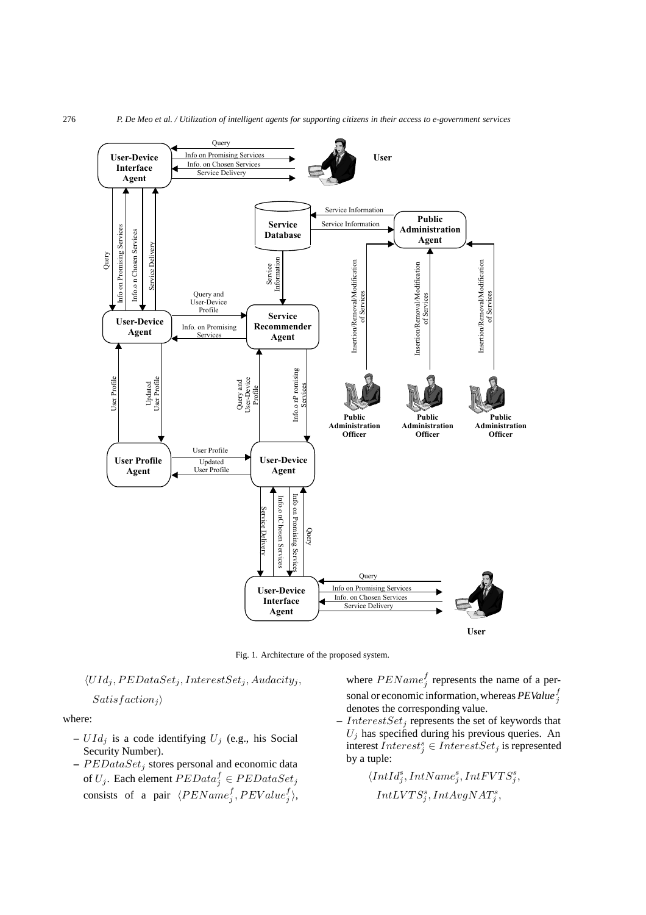Query

Info on Promising Services

Info. on Chosen Services

Service Delivery

User-Device Interface Agent

User

Service Information

Service Information

Service Database

Public Administration Agent

Query

Info on Promising Services

Info.o n Chosen Services

Service Delivery

Service Information

Insertion/Removal/Modification of Services

Insertion/Removal/Modification of Services

Insertion/Removal/Modification of Services

Query and User-Device Profile

Info. on Promising Services

User-Device Agent

Service Recommender Agent

User Profile

Updated User Profile

Query and User-Device Profile

Info.o nP romising Services

Public Administration Officer

Public Administration Officer

Public Administration Officer

User Profile

Updated User Profile

User Profile Agent

User-Device Agent

Service Delivery

Info.o nC hosen Services

Info on Promising Services

Query

Query

Info on Promising Services

Info. on Chosen Services

Service Delivery

User-Device Interface Agent

User

Fig. 1. Architecture of the proposed system.

$$\langle UId_j, PEDataSet_j, InterestSet_j, Audacity_j, Satisfaction_j\rangle$$

where:

– $UId_j$ is a code identifying $U_j$ (e.g., his Social Security Number).

– $PEDataSet_j$ stores personal and economic data of $U_j$. Each element $PEData_j^f \in PEDataSet_j$ consists of a pair $\langle PEName_j^f, PEValue_j^f\rangle$, where $PEName_j^f$ represents the name of a personal or economic information, whereas $PEValue_j^f$ denotes the corresponding value.

– $InterestSet_j$ represents the set of keywords that $U_j$ has specified during his previous queries. An interest $Interest_j^s \in InterestSet_j$ is represented by a tuple:

$$\langle IntId_j^s, IntName_j^s, IntFVTS_j^s, IntLVTS_j^s, IntAvgNAT_j^s,$$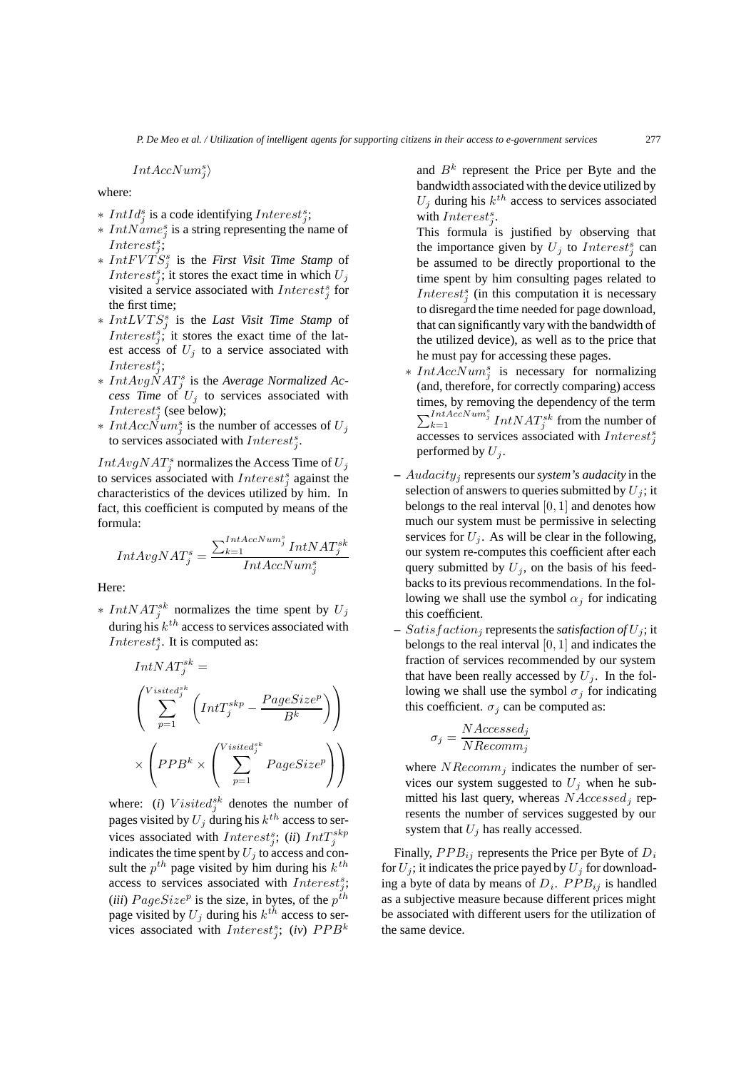$IntAccNum_j^s\rangle$

where:

* $IntId_j^s$ is a code identifying $Interest_j^s$;
* $IntName_j^s$ is a string representing the name of $Interest_j^s$;
* $IntFVTS_j^s$ is the *First Visit Time Stamp* of $Interest_j^s$; it stores the exact time in which $U_j$ visited a service associated with $Interest_j^s$ for the first time;
* $IntLVTS_j^s$ is the *Last Visit Time Stamp* of $Interest_j^s$; it stores the exact time of the latest access of $U_j$ to a service associated with $Interest_j^s$;
* $IntAvgNAT_j^s$ is the *Average Normalized Access Time* of $U_j$ to services associated with $Interest_j^s$ (see below);
* $IntAccNum_j^s$ is the number of accesses of $U_j$ to services associated with $Interest_j^s$.

$IntAvgNAT_j^s$ normalizes the Access Time of $U_j$ to services associated with $Interest_j^s$ against the characteristics of the devices utilized by him. In fact, this coefficient is computed by means of the formula:

$$IntAvgNAT_j^s = \frac{\sum_{k=1}^{IntAccNum_j^s} IntNAT_j^{sk}}{IntAccNum_j^s}$$

Here:

* $IntNAT_j^{sk}$ normalizes the time spent by $U_j$ during his $k^{th}$ access to services associated with $Interest_j^s$. It is computed as:

$$IntNAT_j^{sk} = \left( \sum_{p=1}^{Visited_j^{sk}} \left( IntT_j^{skp} - \frac{PageSize^p}{B^k} \right) \right) \times \left( PPB^k \times \left( \sum_{p=1}^{Visited_j^{sk}} PageSize^p \right) \right)$$

  where: (*i*) $Visited_j^{sk}$ denotes the number of pages visited by $U_j$ during his $k^{th}$ access to services associated with $Interest_j^s$; (*ii*) $IntT_j^{skp}$ indicates the time spent by $U_j$ to access and consult the $p^{th}$ page visited by him during his $k^{th}$ access to services associated with $Interest_j^s$; (*iii*) $PageSize^p$ is the size, in bytes, of the $p^{th}$ page visited by $U_j$ during his $k^{th}$ access to services associated with $Interest_j^s$; (*iv*) $PPB^k$ and $B^k$ represent the Price per Byte and the bandwidth associated with the device utilized by $U_j$ during his $k^{th}$ access to services associated with $Interest_j^s$.

  This formula is justified by observing that the importance given by $U_j$ to $Interest_j^s$ can be assumed to be directly proportional to the time spent by him consulting pages related to $Interest_j^s$ (in this computation it is necessary to disregard the time needed for page download, that can significantly vary with the bandwidth of the utilized device), as well as to the price that he must pay for accessing these pages.
* $IntAccNum_j^s$ is necessary for normalizing (and, therefore, for correctly comparing) access times, by removing the dependency of the term $\sum_{k=1}^{IntAccNum_j^s} IntNAT_j^{sk}$ from the number of accesses to services associated with $Interest_j^s$ performed by $U_j$.

– $Audacity_j$ represents our *system's audacity* in the selection of answers to queries submitted by $U_j$; it belongs to the real interval $[0, 1]$ and denotes how much our system must be permissive in selecting services for $U_j$. As will be clear in the following, our system re-computes this coefficient after each query submitted by $U_j$, on the basis of his feedbacks to its previous recommendations. In the following we shall use the symbol $\alpha_j$ for indicating this coefficient.

– $Satisfaction_j$ represents the *satisfaction of* $U_j$; it belongs to the real interval $[0, 1]$ and indicates the fraction of services recommended by our system that have been really accessed by $U_j$. In the following we shall use the symbol $\sigma_j$ for indicating this coefficient. $\sigma_j$ can be computed as:

$$\sigma_j = \frac{NAccessed_j}{NRecomm_j}$$

where $NRecomm_j$ indicates the number of services our system suggested to $U_j$ when he submitted his last query, whereas $NAccessed_j$ represents the number of services suggested by our system that $U_j$ has really accessed.

Finally, $PPB_{ij}$ represents the Price per Byte of $D_i$ for $U_j$; it indicates the price payed by $U_j$ for downloading a byte of data by means of $D_i$. $PPB_{ij}$ is handled as a subjective measure because different prices might be associated with different users for the utilization of the same device.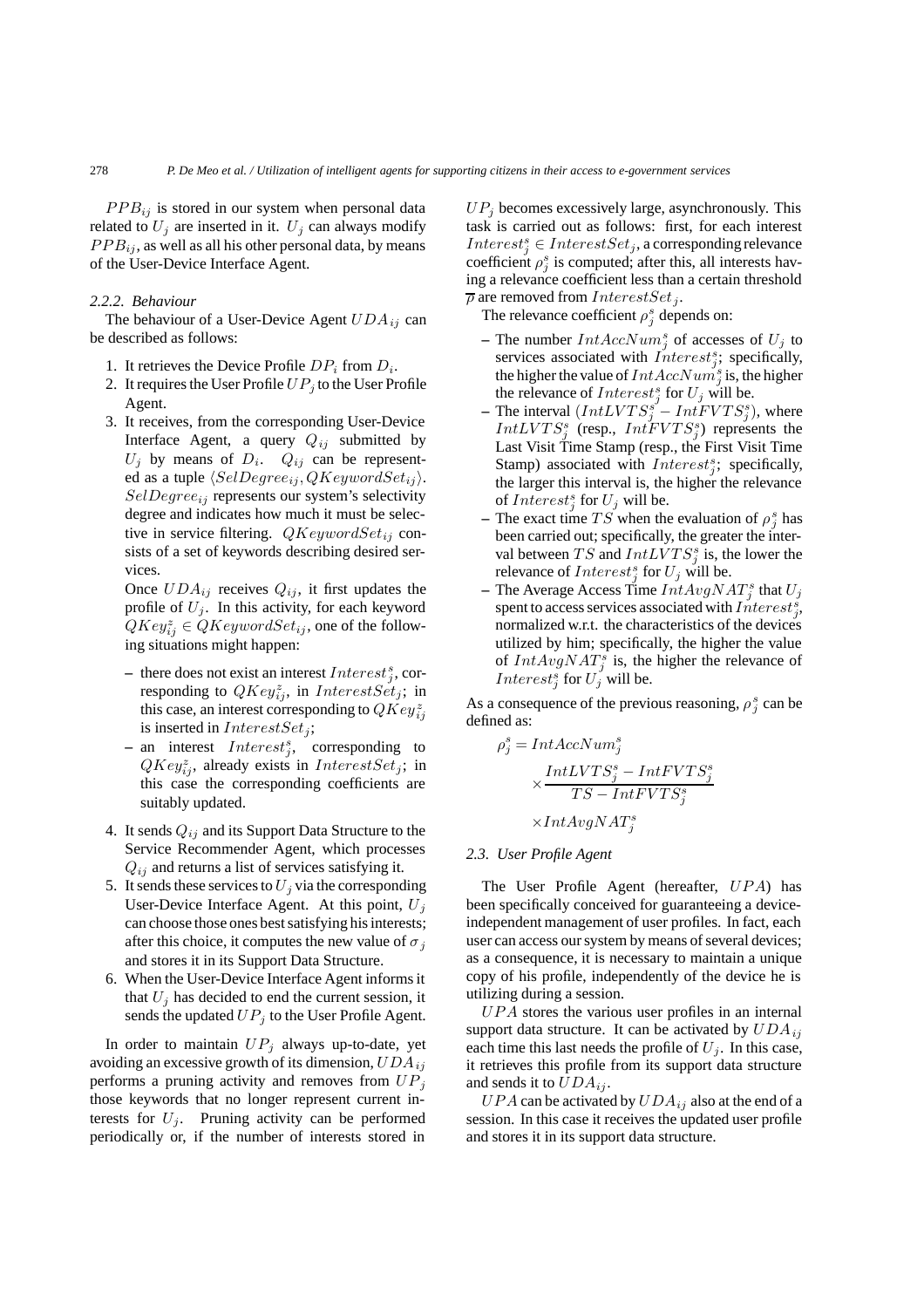$PPB_{ij}$ is stored in our system when personal data related to $U_j$ are inserted in it. $U_j$ can always modify $PPB_{ij}$, as well as all his other personal data, by means of the User-Device Interface Agent.

### *2.2.2. Behaviour*

The behaviour of a User-Device Agent $UDA_{ij}$ can be described as follows:

1. It retrieves the Device Profile $DP_i$ from $D_i$.
2. It requires the User Profile $UP_j$ to the User Profile Agent.
3. It receives, from the corresponding User-Device Interface Agent, a query $Q_{ij}$ submitted by $U_j$ by means of $D_i$. $Q_{ij}$ can be represented as a tuple $\langle SelDegree_{ij}, QKeywordSet_{ij} \rangle$. $SelDegree_{ij}$ represents our system's selectivity degree and indicates how much it must be selective in service filtering. $QKeywordSet_{ij}$ consists of a set of keywords describing desired services.

   Once $UDA_{ij}$ receives $Q_{ij}$, it first updates the profile of $U_j$. In this activity, for each keyword $QKey^z_{ij} \in QKeywordSet_{ij}$, one of the following situations might happen:

   – there does not exist an interest $Interest^s_j$, corresponding to $QKey^z_{ij}$, in $InterestSet_j$; in this case, an interest corresponding to $QKey^z_{ij}$ is inserted in $InterestSet_j$;
   – an interest $Interest^s_j$, corresponding to $QKey^z_{ij}$, already exists in $InterestSet_j$; in this case the corresponding coefficients are suitably updated.
4. It sends $Q_{ij}$ and its Support Data Structure to the Service Recommender Agent, which processes $Q_{ij}$ and returns a list of services satisfying it.
5. It sends these services to $U_j$ via the corresponding User-Device Interface Agent. At this point, $U_j$ can choose those ones best satisfying his interests; after this choice, it computes the new value of $\sigma_j$ and stores it in its Support Data Structure.
6. When the User-Device Interface Agent informs it that $U_j$ has decided to end the current session, it sends the updated $UP_j$ to the User Profile Agent.

In order to maintain $UP_j$ always up-to-date, yet avoiding an excessive growth of its dimension, $UDA_{ij}$ performs a pruning activity and removes from $UP_j$ those keywords that no longer represent current interests for $U_j$. Pruning activity can be performed periodically or, if the number of interests stored in $UP_j$ becomes excessively large, asynchronously. This task is carried out as follows: first, for each interest $Interest^s_j \in InterestSet_j$, a corresponding relevance coefficient $\rho^s_j$ is computed; after this, all interests having a relevance coefficient less than a certain threshold $\overline{\rho}$ are removed from $InterestSet_j$.

The relevance coefficient $\rho^s_j$ depends on:

– The number $IntAccNum^s_j$ of accesses of $U_j$ to services associated with $Interest^s_j$; specifically, the higher the value of $IntAccNum^s_j$ is, the higher the relevance of $Interest^s_j$ for $U_j$ will be.
– The interval $(IntLVTS^s_j - IntFVTS^s_j)$, where $IntLVTS^s_j$ (resp., $IntFVTS^s_j$) represents the Last Visit Time Stamp (resp., the First Visit Time Stamp) associated with $Interest^s_j$; specifically, the larger this interval is, the higher the relevance of $Interest^s_j$ for $U_j$ will be.
– The exact time $TS$ when the evaluation of $\rho^s_j$ has been carried out; specifically, the greater the interval between $TS$ and $IntLVTS^s_j$ is, the lower the relevance of $Interest^s_j$ for $U_j$ will be.
– The Average Access Time $IntAvgNAT^s_j$ that $U_j$ spent to access services associated with $Interest^s_j$, normalized w.r.t. the characteristics of the devices utilized by him; specifically, the higher the value of $IntAvgNAT^s_j$ is, the higher the relevance of $Interest^s_j$ for $U_j$ will be.

As a consequence of the previous reasoning, $\rho^s_j$ can be defined as:

$$\rho^s_j = IntAccNum^s_j \times \frac{IntLVTS^s_j - IntFVTS^s_j}{TS - IntFVTS^s_j} \times IntAvgNAT^s_j$$

## *2.3. User Profile Agent*

The User Profile Agent (hereafter, $UPA$) has been specifically conceived for guaranteeing a device-independent management of user profiles. In fact, each user can access our system by means of several devices; as a consequence, it is necessary to maintain a unique copy of his profile, independently of the device he is utilizing during a session.

$UPA$ stores the various user profiles in an internal support data structure. It can be activated by $UDA_{ij}$ each time this last needs the profile of $U_j$. In this case, it retrieves this profile from its support data structure and sends it to $UDA_{ij}$.

$UPA$ can be activated by $UDA_{ij}$ also at the end of a session. In this case it receives the updated user profile and stores it in its support data structure.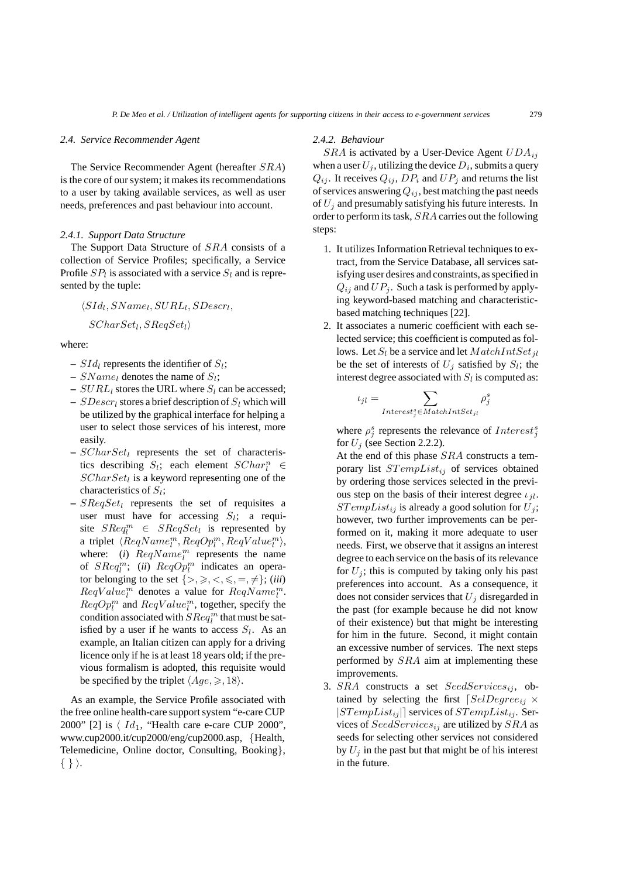### 2.4. Service Recommender Agent

The Service Recommender Agent (hereafter $SRA$) is the core of our system; it makes its recommendations to a user by taking available services, as well as user needs, preferences and past behaviour into account.

#### 2.4.1. Support Data Structure

The Support Data Structure of $SRA$ consists of a collection of Service Profiles; specifically, a Service Profile $SP_l$ is associated with a service $S_l$ and is represented by the tuple:

$$\langle SId_l, SName_l, SURL_l, SDescr_l,$$
$$SCharSet_l, SReqSet_l \rangle$$

where:

- $SId_l$ represents the identifier of $S_l$;
- $SName_l$ denotes the name of $S_l$;
- $SURL_l$ stores the URL where $S_l$ can be accessed;
- $SDescr_l$ stores a brief description of $S_l$ which will be utilized by the graphical interface for helping a user to select those services of his interest, more easily.
- $SCharSet_l$ represents the set of characteristics describing $S_l$; each element $SChar_l^n \in SCharSet_l$ is a keyword representing one of the characteristics of $S_l$;
- $SReqSet_l$ represents the set of requisites a user must have for accessing $S_l$; a requisite $SReq_l^m \in SReqSet_l$ is represented by a triplet $\langle ReqName_l^m, ReqOp_l^m, ReqValue_l^m \rangle$, where: (*i*) $ReqName_l^m$ represents the name of $SReq_l^m$; (*ii*) $ReqOp_l^m$ indicates an operator belonging to the set $\{>, \geqslant, <, \leqslant, =, \neq\}$; (*iii*) $ReqValue_l^m$ denotes a value for $ReqName_l^m$. $ReqOp_l^m$ and $ReqValue_l^m$, together, specify the condition associated with $SReq_l^m$ that must be satisfied by a user if he wants to access $S_l$. As an example, an Italian citizen can apply for a driving licence only if he is at least 18 years old; if the previous formalism is adopted, this requisite would be specified by the triplet $\langle Age, \geqslant, 18 \rangle$.

As an example, the Service Profile associated with the free online health-care support system "e-care CUP 2000" [2] is $\langle$ $Id_1$, "Health care e-care CUP 2000", www.cup2000.it/cup2000/eng/cup2000.asp, {Health, Telemedicine, Online doctor, Consulting, Booking}, { } $\rangle$.

#### 2.4.2. Behaviour

$SRA$ is activated by a User-Device Agent $UDA_{ij}$ when a user $U_j$, utilizing the device $D_i$, submits a query $Q_{ij}$. It receives $Q_{ij}$, $DP_i$ and $UP_j$ and returns the list of services answering $Q_{ij}$, best matching the past needs of $U_j$ and presumably satisfying his future interests. In order to perform its task, $SRA$ carries out the following steps:

1. It utilizes Information Retrieval techniques to extract, from the Service Database, all services satisfying user desires and constraints, as specified in $Q_{ij}$ and $UP_j$. Such a task is performed by applying keyword-based matching and characteristic-based matching techniques [22].
2. It associates a numeric coefficient with each selected service; this coefficient is computed as follows. Let $S_l$ be a service and let $MatchIntSet_{jl}$ be the set of interests of $U_j$ satisfied by $S_l$; the interest degree associated with $S_l$ is computed as:

$$\iota_{jl} = \sum_{Interest_j^s \in MatchIntSet_{jl}} \rho_j^s$$

   where $\rho_j^s$ represents the relevance of $Interest_j^s$ for $U_j$ (see Section 2.2.2).
   At the end of this phase $SRA$ constructs a temporary list $STempList_{ij}$ of services obtained by ordering those services selected in the previous step on the basis of their interest degree $\iota_{jl}$. $STempList_{ij}$ is already a good solution for $U_j$; however, two further improvements can be performed on it, making it more adequate to user needs. First, we observe that it assigns an interest degree to each service on the basis of its relevance for $U_j$; this is computed by taking only his past preferences into account. As a consequence, it does not consider services that $U_j$ disregarded in the past (for example because he did not know of their existence) but that might be interesting for him in the future. Second, it might contain an excessive number of services. The next steps performed by $SRA$ aim at implementing these improvements.
3. $SRA$ constructs a set $SeedServices_{ij}$, obtained by selecting the first $\lceil SelDegree_{ij} \times |STempList_{ij}| \rceil$ services of $STempList_{ij}$. Services of $SeedServices_{ij}$ are utilized by $SRA$ as seeds for selecting other services not considered by $U_j$ in the past but that might be of his interest in the future.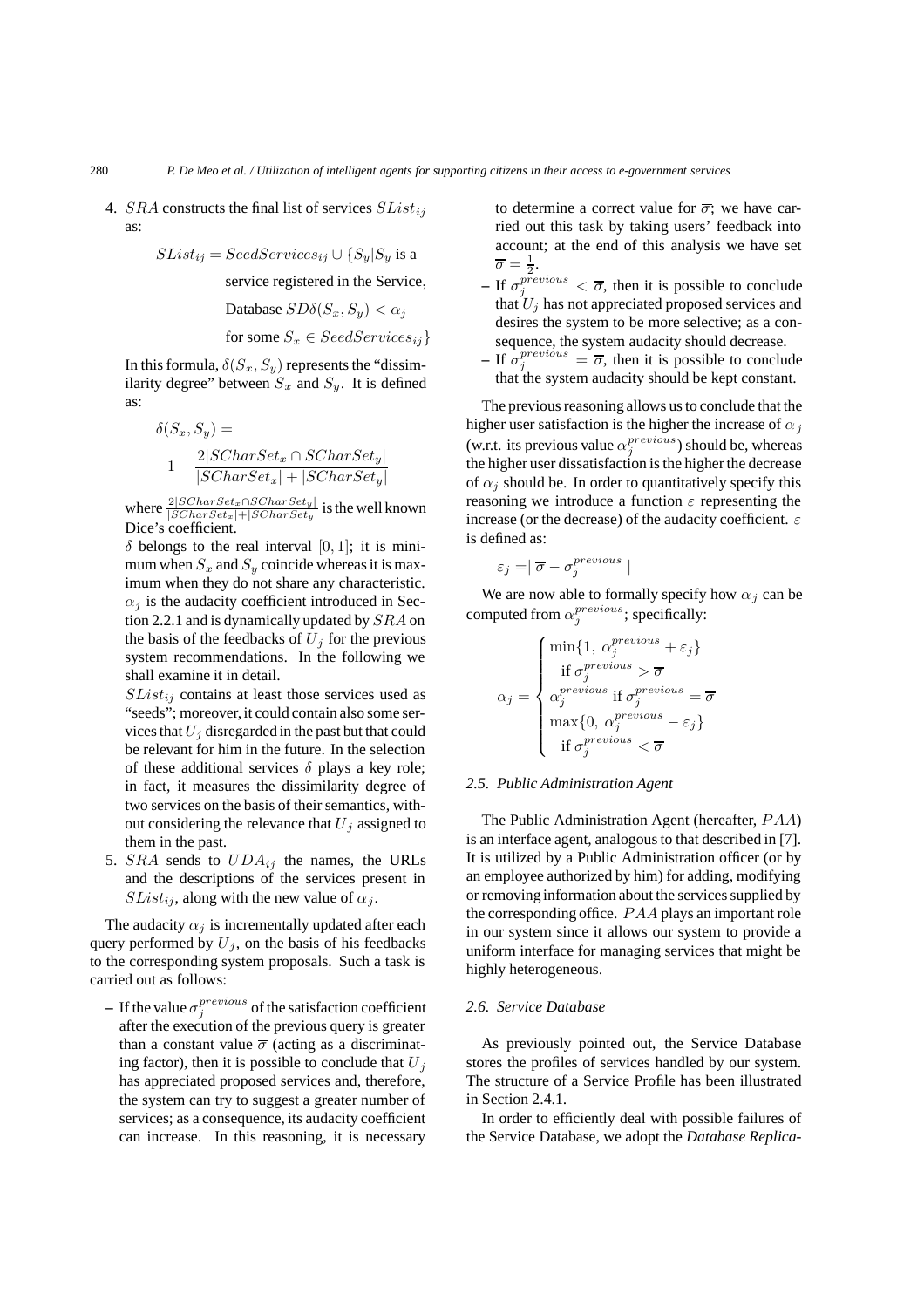4. $SRA$ constructs the final list of services $SList_{ij}$ as:

$$SList_{ij} = SeedServices_{ij} \cup \{S_y | S_y \text{ is a service registered in the Service, Database } SD \delta(S_x, S_y) < \alpha_j \text{ for some } S_x \in SeedServices_{ij}\}$$

In this formula, $\delta(S_x, S_y)$ represents the "dissimilarity degree" between $S_x$ and $S_y$. It is defined as:

$$\delta(S_x, S_y) = 1 - \frac{2|SCharSet_x \cap SCharSet_y|}{|SCharSet_x| + |SCharSet_y|}$$

where $\frac{2|SCharSet_x \cap SCharSet_y|}{|SCharSet_x| + |SCharSet_y|}$ is the well known Dice's coefficient.

$\delta$ belongs to the real interval $[0, 1]$; it is minimum when $S_x$ and $S_y$ coincide whereas it is maximum when they do not share any characteristic. $\alpha_j$ is the audacity coefficient introduced in Section 2.2.1 and is dynamically updated by $SRA$ on the basis of the feedbacks of $U_j$ for the previous system recommendations. In the following we shall examine it in detail.

$SList_{ij}$ contains at least those services used as "seeds"; moreover, it could contain also some services that $U_j$ disregarded in the past but that could be relevant for him in the future. In the selection of these additional services $\delta$ plays a key role; in fact, it measures the dissimilarity degree of two services on the basis of their semantics, without considering the relevance that $U_j$ assigned to them in the past.

5. $SRA$ sends to $UDA_{ij}$ the names, the URLs and the descriptions of the services present in $SList_{ij}$, along with the new value of $\alpha_j$.

The audacity $\alpha_j$ is incrementally updated after each query performed by $U_j$, on the basis of his feedbacks to the corresponding system proposals. Such a task is carried out as follows:

- If the value $\sigma_j^{previous}$ of the satisfaction coefficient after the execution of the previous query is greater than a constant value $\overline{\sigma}$ (acting as a discriminating factor), then it is possible to conclude that $U_j$ has appreciated proposed services and, therefore, the system can try to suggest a greater number of services; as a consequence, its audacity coefficient can increase. In this reasoning, it is necessary to determine a correct value for $\overline{\sigma}$; we have carried out this task by taking users' feedback into account; at the end of this analysis we have set $\overline{\sigma} = \frac{1}{2}$.
- If $\sigma_j^{previous} < \overline{\sigma}$, then it is possible to conclude that $U_j$ has not appreciated proposed services and desires the system to be more selective; as a consequence, the system audacity should decrease.
- If $\sigma_j^{previous} = \overline{\sigma}$, then it is possible to conclude that the system audacity should be kept constant.

The previous reasoning allows us to conclude that the higher user satisfaction is the higher the increase of $\alpha_j$ (w.r.t. its previous value $\alpha_j^{previous}$) should be, whereas the higher user dissatisfaction is the higher the decrease of $\alpha_j$ should be. In order to quantitatively specify this reasoning we introduce a function $\varepsilon$ representing the increase (or the decrease) of the audacity coefficient. $\varepsilon$ is defined as:

$$\varepsilon_j = | \, \overline{\sigma} - \sigma_j^{previous} \, |$$

We are now able to formally specify how $\alpha_j$ can be computed from $\alpha_j^{previous}$; specifically:

$$\alpha_j = \begin{cases} \min\{1, \ \alpha_j^{previous} + \varepsilon_j\} \\ \quad \text{if } \sigma_j^{previous} > \overline{\sigma} \\ \alpha_j^{previous} \text{ if } \sigma_j^{previous} = \overline{\sigma} \\ \max\{0, \ \alpha_j^{previous} - \varepsilon_j\} \\ \quad \text{if } \sigma_j^{previous} < \overline{\sigma} \end{cases}$$

### 2.5. Public Administration Agent

The Public Administration Agent (hereafter, $PAA$) is an interface agent, analogous to that described in [7]. It is utilized by a Public Administration officer (or by an employee authorized by him) for adding, modifying or removing information about the services supplied by the corresponding office. $PAA$ plays an important role in our system since it allows our system to provide a uniform interface for managing services that might be highly heterogeneous.

### 2.6. Service Database

As previously pointed out, the Service Database stores the profiles of services handled by our system. The structure of a Service Profile has been illustrated in Section 2.4.1.

In order to efficiently deal with possible failures of the Service Database, we adopt the *Database Replica-*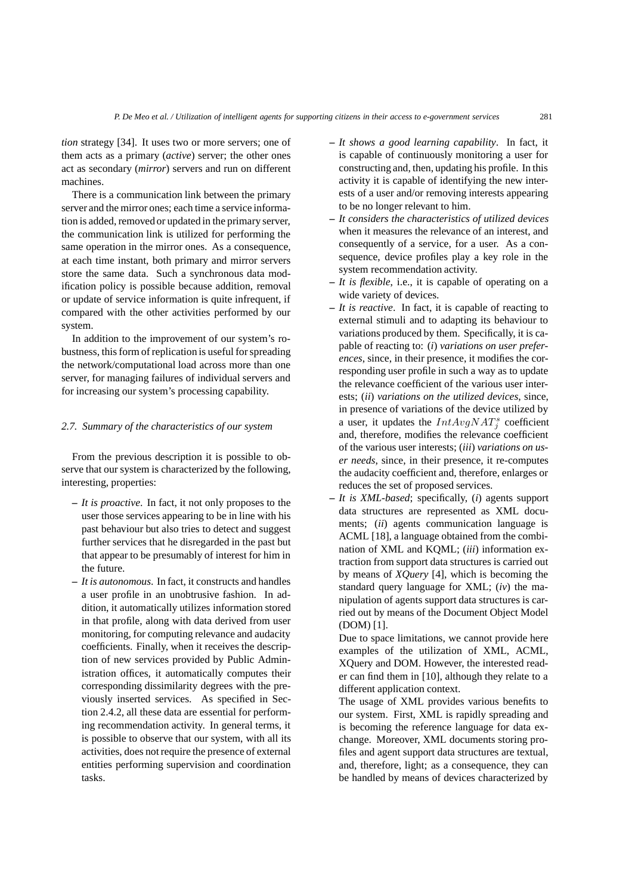*tion* strategy [34]. It uses two or more servers; one of them acts as a primary (*active*) server; the other ones act as secondary (*mirror*) servers and run on different machines.

There is a communication link between the primary server and the mirror ones; each time a service information is added, removed or updated in the primary server, the communication link is utilized for performing the same operation in the mirror ones. As a consequence, at each time instant, both primary and mirror servers store the same data. Such a synchronous data modification policy is possible because addition, removal or update of service information is quite infrequent, if compared with the other activities performed by our system.

In addition to the improvement of our system's robustness, this form of replication is useful for spreading the network/computational load across more than one server, for managing failures of individual servers and for increasing our system's processing capability.

### 2.7. Summary of the characteristics of our system

From the previous description it is possible to observe that our system is characterized by the following, interesting, properties:

- *It is proactive*. In fact, it not only proposes to the user those services appearing to be in line with his past behaviour but also tries to detect and suggest further services that he disregarded in the past but that appear to be presumably of interest for him in the future.
- *It is autonomous*. In fact, it constructs and handles a user profile in an unobtrusive fashion. In addition, it automatically utilizes information stored in that profile, along with data derived from user monitoring, for computing relevance and audacity coefficients. Finally, when it receives the description of new services provided by Public Administration offices, it automatically computes their corresponding dissimilarity degrees with the previously inserted services. As specified in Section 2.4.2, all these data are essential for performing recommendation activity. In general terms, it is possible to observe that our system, with all its activities, does not require the presence of external entities performing supervision and coordination tasks.
- *It shows a good learning capability*. In fact, it is capable of continuously monitoring a user for constructing and, then, updating his profile. In this activity it is capable of identifying the new interests of a user and/or removing interests appearing to be no longer relevant to him.
- *It considers the characteristics of utilized devices* when it measures the relevance of an interest, and consequently of a service, for a user. As a consequence, device profiles play a key role in the system recommendation activity.
- *It is flexible*, i.e., it is capable of operating on a wide variety of devices.
- *It is reactive*. In fact, it is capable of reacting to external stimuli and to adapting its behaviour to variations produced by them. Specifically, it is capable of reacting to: (*i*) *variations on user preferences*, since, in their presence, it modifies the corresponding user profile in such a way as to update the relevance coefficient of the various user interests; (*ii*) *variations on the utilized devices*, since, in presence of variations of the device utilized by a user, it updates the $IntAvgNAT_j^s$ coefficient and, therefore, modifies the relevance coefficient of the various user interests; (*iii*) *variations on user needs*, since, in their presence, it re-computes the audacity coefficient and, therefore, enlarges or reduces the set of proposed services.
- *It is XML-based*; specifically, (*i*) agents support data structures are represented as XML documents; (*ii*) agents communication language is ACML [18], a language obtained from the combination of XML and KQML; (*iii*) information extraction from support data structures is carried out by means of *XQuery* [4], which is becoming the standard query language for XML; (*iv*) the manipulation of agents support data structures is carried out by means of the Document Object Model (DOM) [1].

  Due to space limitations, we cannot provide here examples of the utilization of XML, ACML, XQuery and DOM. However, the interested reader can find them in [10], although they relate to a different application context.

  The usage of XML provides various benefits to our system. First, XML is rapidly spreading and is becoming the reference language for data exchange. Moreover, XML documents storing profiles and agent support data structures are textual, and, therefore, light; as a consequence, they can be handled by means of devices characterized by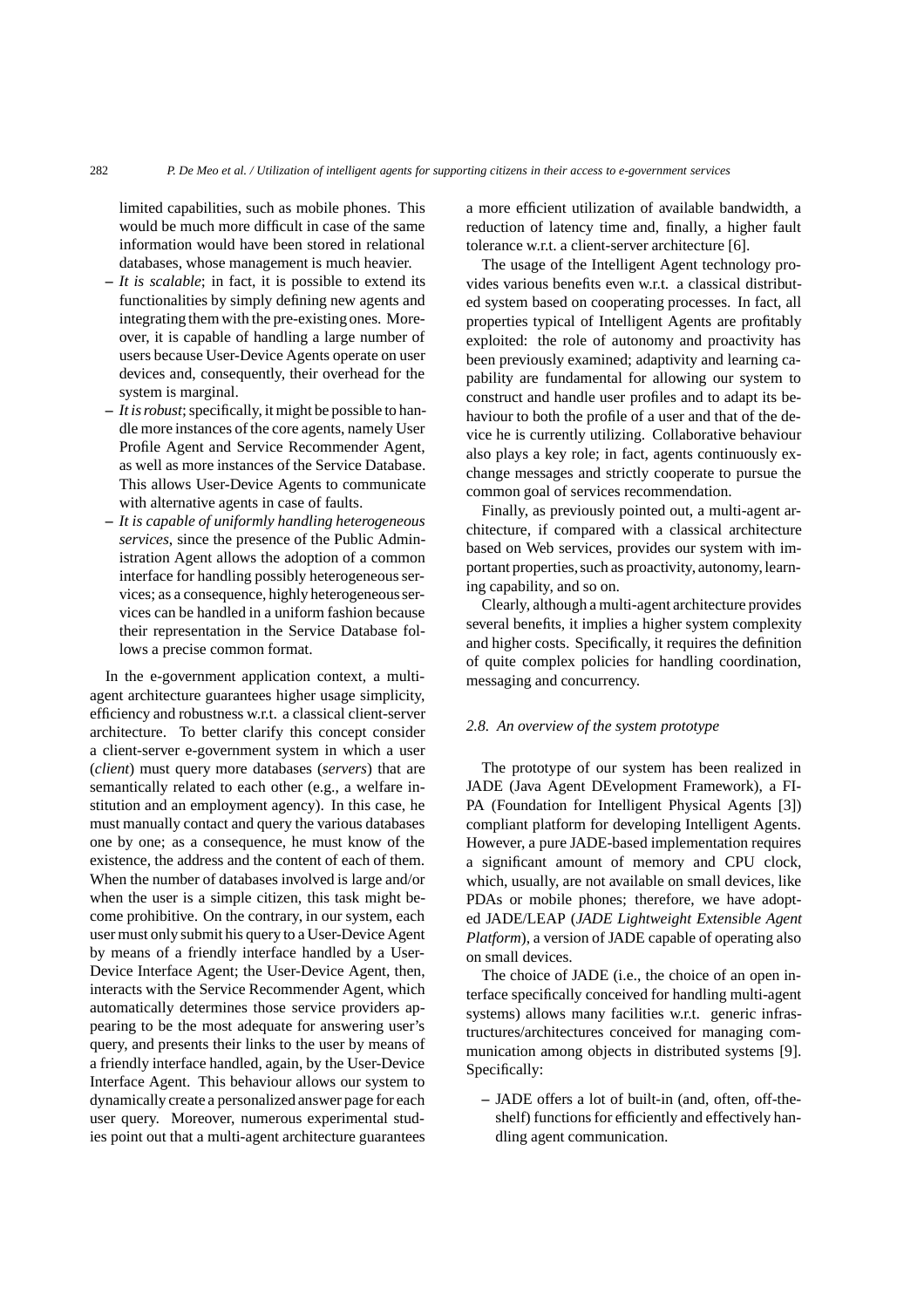limited capabilities, such as mobile phones. This would be much more difficult in case of the same information would have been stored in relational databases, whose management is much heavier.

- *It is scalable*; in fact, it is possible to extend its functionalities by simply defining new agents and integrating them with the pre-existing ones. Moreover, it is capable of handling a large number of users because User-Device Agents operate on user devices and, consequently, their overhead for the system is marginal.
- *It is robust*; specifically, it might be possible to handle more instances of the core agents, namely User Profile Agent and Service Recommender Agent, as well as more instances of the Service Database. This allows User-Device Agents to communicate with alternative agents in case of faults.
- *It is capable of uniformly handling heterogeneous services*, since the presence of the Public Administration Agent allows the adoption of a common interface for handling possibly heterogeneous services; as a consequence, highly heterogeneous services can be handled in a uniform fashion because their representation in the Service Database follows a precise common format.

In the e-government application context, a multi-agent architecture guarantees higher usage simplicity, efficiency and robustness w.r.t. a classical client-server architecture. To better clarify this concept consider a client-server e-government system in which a user (*client*) must query more databases (*servers*) that are semantically related to each other (e.g., a welfare institution and an employment agency). In this case, he must manually contact and query the various databases one by one; as a consequence, he must know of the existence, the address and the content of each of them. When the number of databases involved is large and/or when the user is a simple citizen, this task might become prohibitive. On the contrary, in our system, each user must only submit his query to a User-Device Agent by means of a friendly interface handled by a User-Device Interface Agent; the User-Device Agent, then, interacts with the Service Recommender Agent, which automatically determines those service providers appearing to be the most adequate for answering user's query, and presents their links to the user by means of a friendly interface handled, again, by the User-Device Interface Agent. This behaviour allows our system to dynamically create a personalized answer page for each user query. Moreover, numerous experimental studies point out that a multi-agent architecture guarantees a more efficient utilization of available bandwidth, a reduction of latency time and, finally, a higher fault tolerance w.r.t. a client-server architecture [6].

The usage of the Intelligent Agent technology provides various benefits even w.r.t. a classical distributed system based on cooperating processes. In fact, all properties typical of Intelligent Agents are profitably exploited: the role of autonomy and proactivity has been previously examined; adaptivity and learning capability are fundamental for allowing our system to construct and handle user profiles and to adapt its behaviour to both the profile of a user and that of the device he is currently utilizing. Collaborative behaviour also plays a key role; in fact, agents continuously exchange messages and strictly cooperate to pursue the common goal of services recommendation.

Finally, as previously pointed out, a multi-agent architecture, if compared with a classical architecture based on Web services, provides our system with important properties, such as proactivity, autonomy, learning capability, and so on.

Clearly, although a multi-agent architecture provides several benefits, it implies a higher system complexity and higher costs. Specifically, it requires the definition of quite complex policies for handling coordination, messaging and concurrency.

### *2.8. An overview of the system prototype*

The prototype of our system has been realized in JADE (Java Agent DEvelopment Framework), a FIPA (Foundation for Intelligent Physical Agents [3]) compliant platform for developing Intelligent Agents. However, a pure JADE-based implementation requires a significant amount of memory and CPU clock, which, usually, are not available on small devices, like PDAs or mobile phones; therefore, we have adopted JADE/LEAP (*JADE Lightweight Extensible Agent Platform*), a version of JADE capable of operating also on small devices.

The choice of JADE (i.e., the choice of an open interface specifically conceived for handling multi-agent systems) allows many facilities w.r.t. generic infrastructures/architectures conceived for managing communication among objects in distributed systems [9]. Specifically:

- JADE offers a lot of built-in (and, often, off-the-shelf) functions for efficiently and effectively handling agent communication.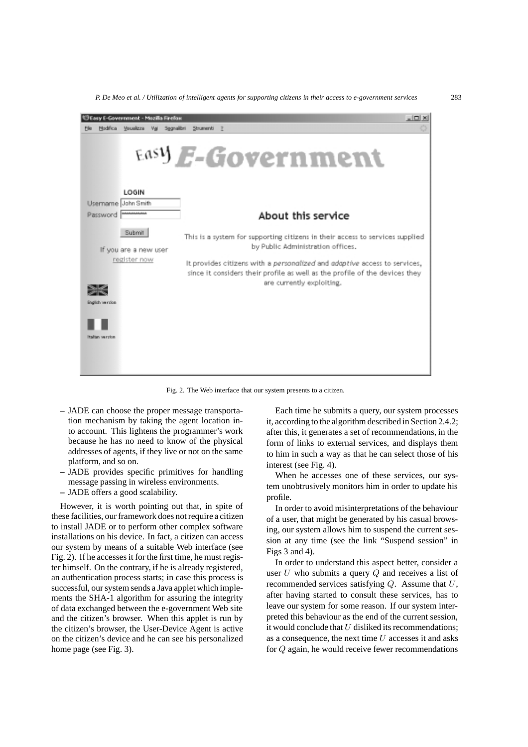Fig. 2. The Web interface that our system presents to a citizen.

- JADE can choose the proper message transportation mechanism by taking the agent location into account. This lightens the programmer's work because he has no need to know of the physical addresses of agents, if they live or not on the same platform, and so on.
- JADE provides specific primitives for handling message passing in wireless environments.
- JADE offers a good scalability.

However, it is worth pointing out that, in spite of these facilities, our framework does not require a citizen to install JADE or to perform other complex software installations on his device. In fact, a citizen can access our system by means of a suitable Web interface (see Fig. 2). If he accesses it for the first time, he must register himself. On the contrary, if he is already registered, an authentication process starts; in case this process is successful, our system sends a Java applet which implements the SHA-1 algorithm for assuring the integrity of data exchanged between the e-government Web site and the citizen's browser. When this applet is run by the citizen's browser, the User-Device Agent is active on the citizen's device and he can see his personalized home page (see Fig. 3).

Each time he submits a query, our system processes it, according to the algorithm described in Section 2.4.2; after this, it generates a set of recommendations, in the form of links to external services, and displays them to him in such a way as that he can select those of his interest (see Fig. 4).

When he accesses one of these services, our system unobtrusively monitors him in order to update his profile.

In order to avoid misinterpretations of the behaviour of a user, that might be generated by his casual browsing, our system allows him to suspend the current session at any time (see the link "Suspend session" in Figs 3 and 4).

In order to understand this aspect better, consider a user $U$ who submits a query $Q$ and receives a list of recommended services satisfying $Q$. Assume that $U$, after having started to consult these services, has to leave our system for some reason. If our system interpreted this behaviour as the end of the current session, it would conclude that $U$ disliked its recommendations; as a consequence, the next time $U$ accesses it and asks for $Q$ again, he would receive fewer recommendations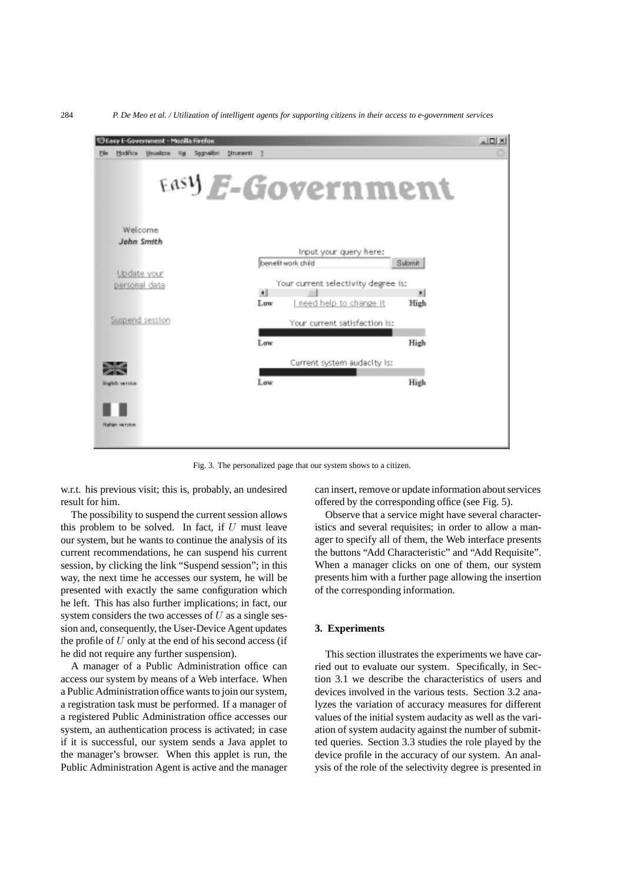Fig. 3. The personalized page that our system shows to a citizen.

w.r.t. his previous visit; this is, probably, an undesired result for him.

The possibility to suspend the current session allows this problem to be solved. In fact, if $U$ must leave our system, but he wants to continue the analysis of its current recommendations, he can suspend his current session, by clicking the link "Suspend session"; in this way, the next time he accesses our system, he will be presented with exactly the same configuration which he left. This has also further implications; in fact, our system considers the two accesses of $U$ as a single session and, consequently, the User-Device Agent updates the profile of $U$ only at the end of his second access (if he did not require any further suspension).

A manager of a Public Administration office can access our system by means of a Web interface. When a Public Administration office wants to join our system, a registration task must be performed. If a manager of a registered Public Administration office accesses our system, an authentication process is activated; in case if it is successful, our system sends a Java applet to the manager's browser. When this applet is run, the Public Administration Agent is active and the manager can insert, remove or update information about services offered by the corresponding office (see Fig. 5).

Observe that a service might have several characteristics and several requisites; in order to allow a manager to specify all of them, the Web interface presents the buttons "Add Characteristic" and "Add Requisite". When a manager clicks on one of them, our system presents him with a further page allowing the insertion of the corresponding information.

## 3. Experiments

This section illustrates the experiments we have carried out to evaluate our system. Specifically, in Section 3.1 we describe the characteristics of users and devices involved in the various tests. Section 3.2 analyzes the variation of accuracy measures for different values of the initial system audacity as well as the variation of system audacity against the number of submitted queries. Section 3.3 studies the role played by the device profile in the accuracy of our system. An analysis of the role of the selectivity degree is presented in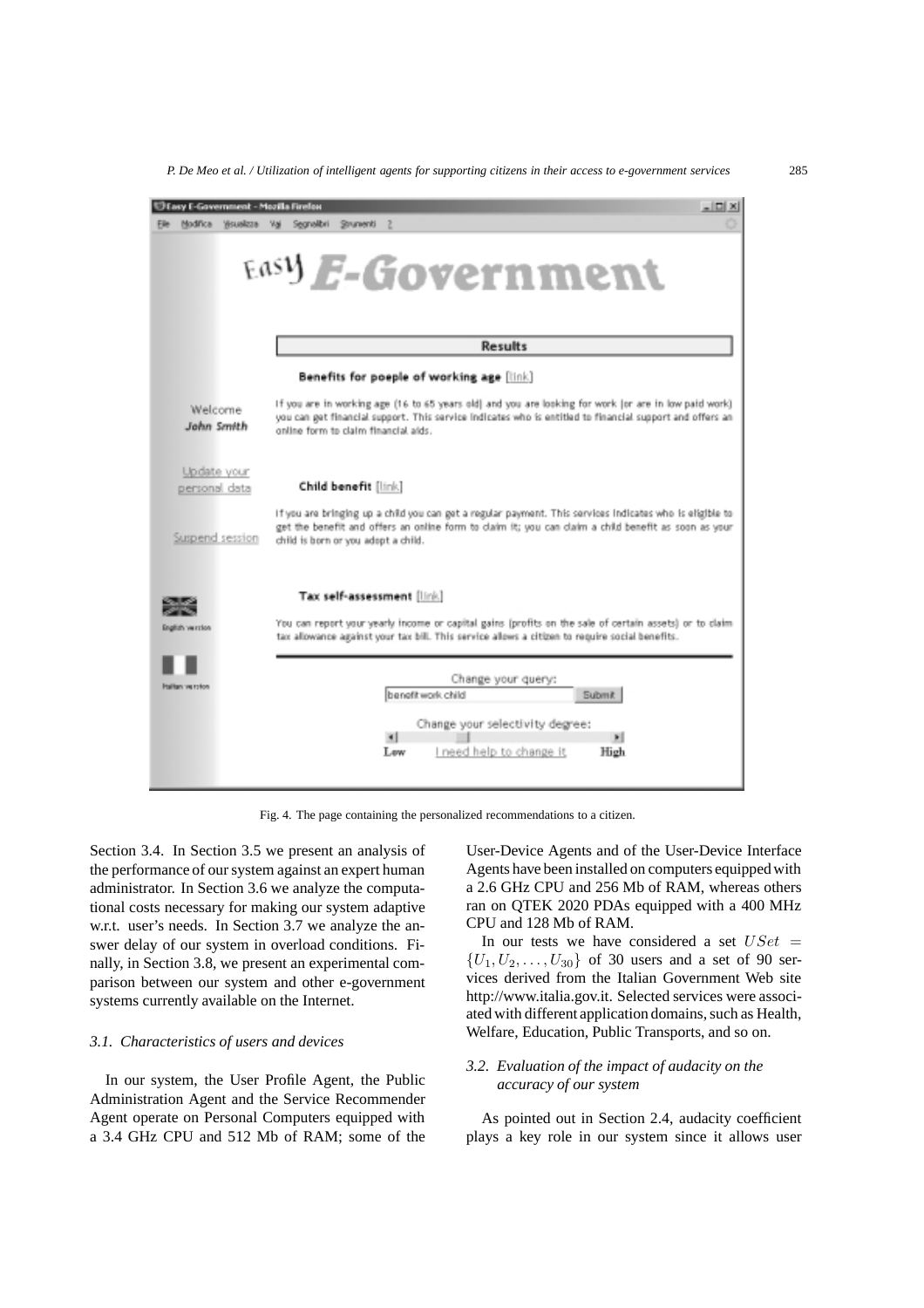Fig. 4. The page containing the personalized recommendations to a citizen.

Section 3.4. In Section 3.5 we present an analysis of the performance of our system against an expert human administrator. In Section 3.6 we analyze the computational costs necessary for making our system adaptive w.r.t. user's needs. In Section 3.7 we analyze the answer delay of our system in overload conditions. Finally, in Section 3.8, we present an experimental comparison between our system and other e-government systems currently available on the Internet.

### 3.1. Characteristics of users and devices

In our system, the User Profile Agent, the Public Administration Agent and the Service Recommender Agent operate on Personal Computers equipped with a 3.4 GHz CPU and 512 Mb of RAM; some of the User-Device Agents and of the User-Device Interface Agents have been installed on computers equipped with a 2.6 GHz CPU and 256 Mb of RAM, whereas others ran on QTEK 2020 PDAs equipped with a 400 MHz CPU and 128 Mb of RAM.

In our tests we have considered a set $USet = \{U_1, U_2, \ldots, U_{30}\}$ of 30 users and a set of 90 services derived from the Italian Government Web site http://www.italia.gov.it. Selected services were associated with different application domains, such as Health, Welfare, Education, Public Transports, and so on.

### 3.2. Evaluation of the impact of audacity on the accuracy of our system

As pointed out in Section 2.4, audacity coefficient plays a key role in our system since it allows user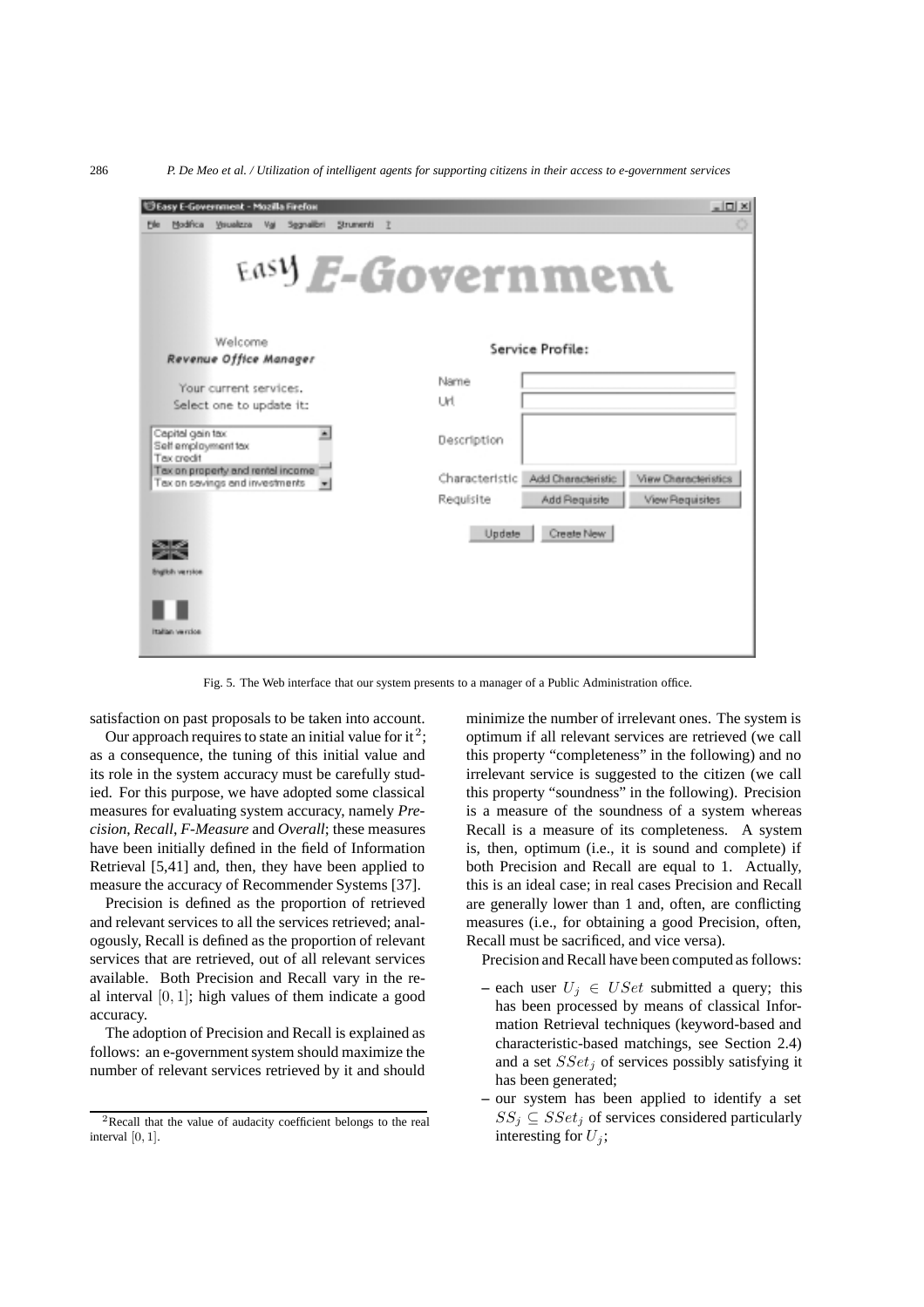Fig. 5. The Web interface that our system presents to a manager of a Public Administration office.

satisfaction on past proposals to be taken into account.

Our approach requires to state an initial value for it[2]; as a consequence, the tuning of this initial value and its role in the system accuracy must be carefully studied. For this purpose, we have adopted some classical measures for evaluating system accuracy, namely *Precision*, *Recall*, *F-Measure* and *Overall*; these measures have been initially defined in the field of Information Retrieval [5,41] and, then, they have been applied to measure the accuracy of Recommender Systems [37].

Precision is defined as the proportion of retrieved and relevant services to all the services retrieved; analogously, Recall is defined as the proportion of relevant services that are retrieved, out of all relevant services available. Both Precision and Recall vary in the real interval $[0, 1]$; high values of them indicate a good accuracy.

The adoption of Precision and Recall is explained as follows: an e-government system should maximize the number of relevant services retrieved by it and should minimize the number of irrelevant ones. The system is optimum if all relevant services are retrieved (we call this property "completeness" in the following) and no irrelevant service is suggested to the citizen (we call this property "soundness" in the following). Precision is a measure of the soundness of a system whereas Recall is a measure of its completeness. A system is, then, optimum (i.e., it is sound and complete) if both Precision and Recall are equal to 1. Actually, this is an ideal case; in real cases Precision and Recall are generally lower than 1 and, often, are conflicting measures (i.e., for obtaining a good Precision, often, Recall must be sacrificed, and vice versa).

Precision and Recall have been computed as follows:

– each user $U_j \in USet$ submitted a query; this has been processed by means of classical Information Retrieval techniques (keyword-based and characteristic-based matchings, see Section 2.4) and a set $SSet_j$ of services possibly satisfying it has been generated;
– our system has been applied to identify a set $SS_j \subseteq SSet_j$ of services considered particularly interesting for $U_j$;

[2]Recall that the value of audacity coefficient belongs to the real interval $[0, 1]$.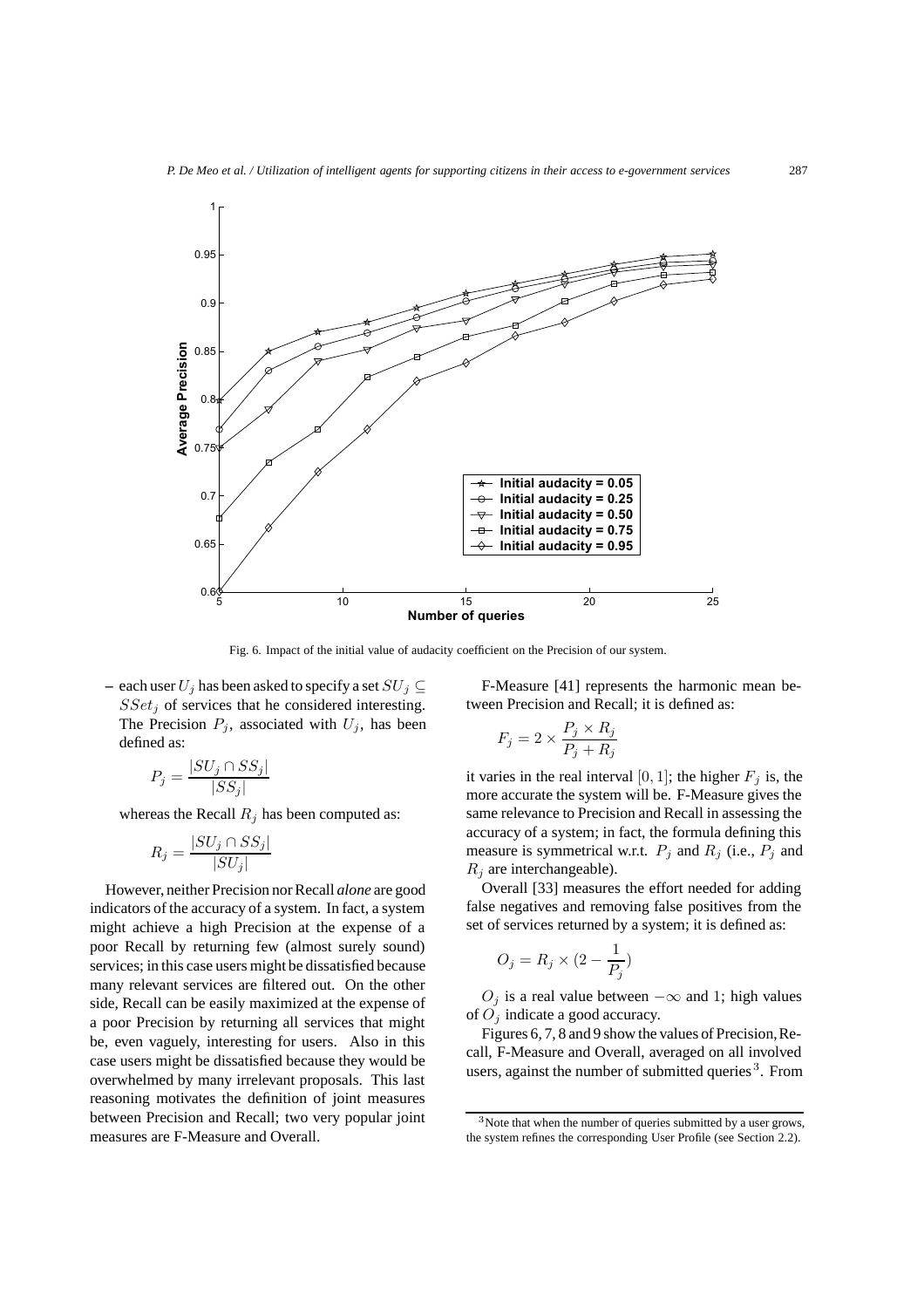Average Precision

1
0.95
0.9
0.85
0.8
0.75
0.7
0.65
0.6

Number of queries

5
10
15
20
25

Initial audacity = 0.05
Initial audacity = 0.25
Initial audacity = 0.50
Initial audacity = 0.75
Initial audacity = 0.95

Fig. 6. Impact of the initial value of audacity coefficient on the Precision of our system.

– each user $U_j$ has been asked to specify a set $SU_j \subseteq SSet_j$ of services that he considered interesting. The Precision $P_j$, associated with $U_j$, has been defined as:

$$P_j = \frac{|SU_j \cap SS_j|}{|SS_j|}$$

whereas the Recall $R_j$ has been computed as:

$$R_j = \frac{|SU_j \cap SS_j|}{|SU_j|}$$

However, neither Precision nor Recall *alone* are good indicators of the accuracy of a system. In fact, a system might achieve a high Precision at the expense of a poor Recall by returning few (almost surely sound) services; in this case users might be dissatisfied because many relevant services are filtered out. On the other side, Recall can be easily maximized at the expense of a poor Precision by returning all services that might be, even vaguely, interesting for users. Also in this case users might be dissatisfied because they would be overwhelmed by many irrelevant proposals. This last reasoning motivates the definition of joint measures between Precision and Recall; two very popular joint measures are F-Measure and Overall.

F-Measure [41] represents the harmonic mean between Precision and Recall; it is defined as:

$$F_j = 2 \times \frac{P_j \times R_j}{P_j + R_j}$$

it varies in the real interval $[0, 1]$; the higher $F_j$ is, the more accurate the system will be. F-Measure gives the same relevance to Precision and Recall in assessing the accuracy of a system; in fact, the formula defining this measure is symmetrical w.r.t. $P_j$ and $R_j$ (i.e., $P_j$ and $R_j$ are interchangeable).

Overall [33] measures the effort needed for adding false negatives and removing false positives from the set of services returned by a system; it is defined as:

$$O_j = R_j \times (2 - \frac{1}{P_j})$$

$O_j$ is a real value between $-\infty$ and 1; high values of $O_j$ indicate a good accuracy.

Figures 6, 7, 8 and 9 show the values of Precision, Recall, F-Measure and Overall, averaged on all involved users, against the number of submitted queries [3]. From

[3] Note that when the number of queries submitted by a user grows, the system refines the corresponding User Profile (see Section 2.2).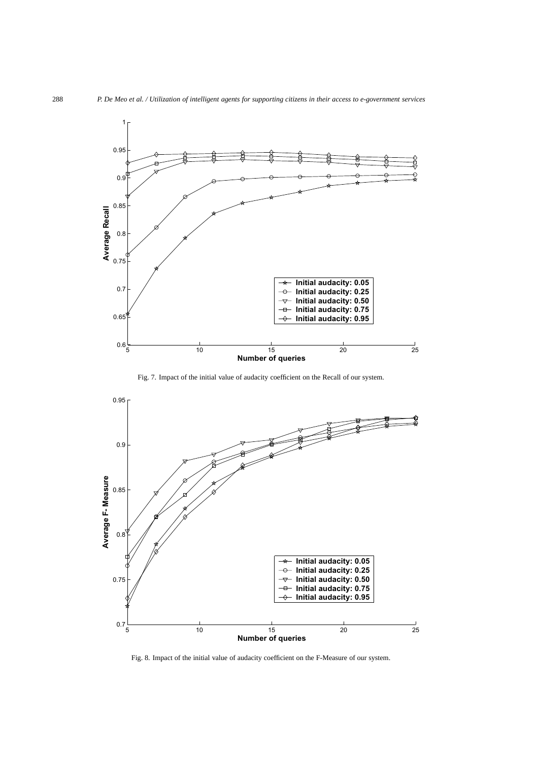1

0.95

0.9

0.85

0.8

0.75

0.7

0.65

0.6

Average Recall

5 10 15 20 25

Number of queries

Initial audacity: 0.05
Initial audacity: 0.25
Initial audacity: 0.50
Initial audacity: 0.75
Initial audacity: 0.95

Fig. 7. Impact of the initial value of audacity coefficient on the Recall of our system.

0.95

0.9

0.85

0.8

0.75

0.7

Average F- Measure

5 10 15 20 25

Number of queries

Initial audacity: 0.05
Initial audacity: 0.25
Initial audacity: 0.50
Initial audacity: 0.75
Initial audacity: 0.95

Fig. 8. Impact of the initial value of audacity coefficient on the F-Measure of our system.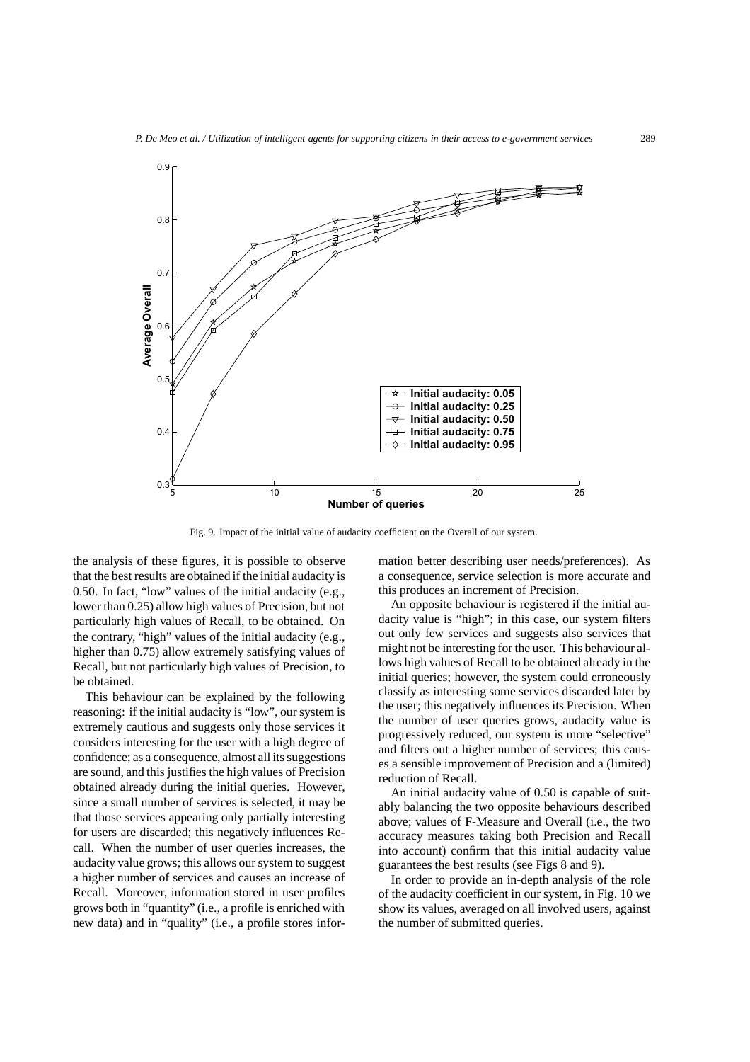0.9
0.8
0.7
0.6
0.5
0.4
0.3

Average Overall

5
10
15
20
25

Number of queries

Initial audacity: 0.05
Initial audacity: 0.25
Initial audacity: 0.50
Initial audacity: 0.75
Initial audacity: 0.95

Fig. 9. Impact of the initial value of audacity coefficient on the Overall of our system.

the analysis of these figures, it is possible to observe that the best results are obtained if the initial audacity is 0.50. In fact, "low" values of the initial audacity (e.g., lower than 0.25) allow high values of Precision, but not particularly high values of Recall, to be obtained. On the contrary, "high" values of the initial audacity (e.g., higher than 0.75) allow extremely satisfying values of Recall, but not particularly high values of Precision, to be obtained.

This behaviour can be explained by the following reasoning: if the initial audacity is "low", our system is extremely cautious and suggests only those services it considers interesting for the user with a high degree of confidence; as a consequence, almost all its suggestions are sound, and this justifies the high values of Precision obtained already during the initial queries. However, since a small number of services is selected, it may be that those services appearing only partially interesting for users are discarded; this negatively influences Recall. When the number of user queries increases, the audacity value grows; this allows our system to suggest a higher number of services and causes an increase of Recall. Moreover, information stored in user profiles grows both in "quantity" (i.e., a profile is enriched with new data) and in "quality" (i.e., a profile stores information better describing user needs/preferences). As a consequence, service selection is more accurate and this produces an increment of Precision.

An opposite behaviour is registered if the initial audacity value is "high"; in this case, our system filters out only few services and suggests also services that might not be interesting for the user. This behaviour allows high values of Recall to be obtained already in the initial queries; however, the system could erroneously classify as interesting some services discarded later by the user; this negatively influences its Precision. When the number of user queries grows, audacity value is progressively reduced, our system is more "selective" and filters out a higher number of services; this causes a sensible improvement of Precision and a (limited) reduction of Recall.

An initial audacity value of 0.50 is capable of suitably balancing the two opposite behaviours described above; values of F-Measure and Overall (i.e., the two accuracy measures taking both Precision and Recall into account) confirm that this initial audacity value guarantees the best results (see Figs 8 and 9).

In order to provide an in-depth analysis of the role of the audacity coefficient in our system, in Fig. 10 we show its values, averaged on all involved users, against the number of submitted queries.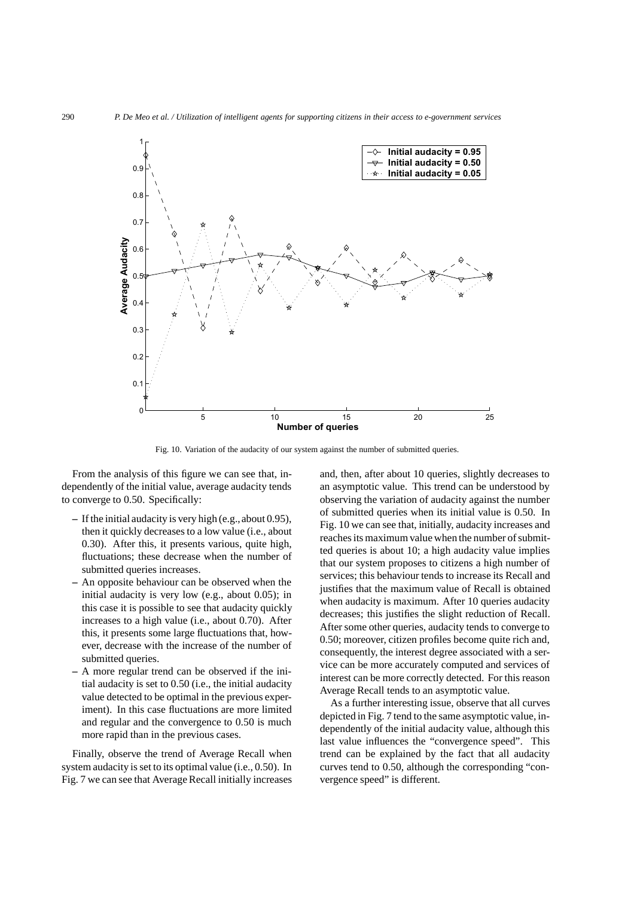Initial audacity = 0.95
Initial audacity = 0.50
Initial audacity = 0.05

Average Audacity

0
0.1
0.2
0.3
0.4
0.5
0.6
0.7
0.8
0.9
1

5
10
15
20
25

Number of queries

Fig. 10. Variation of the audacity of our system against the number of submitted queries.

From the analysis of this figure we can see that, independently of the initial value, average audacity tends to converge to 0.50. Specifically:

- If the initial audacity is very high (e.g., about 0.95), then it quickly decreases to a low value (i.e., about 0.30). After this, it presents various, quite high, fluctuations; these decrease when the number of submitted queries increases.
- An opposite behaviour can be observed when the initial audacity is very low (e.g., about 0.05); in this case it is possible to see that audacity quickly increases to a high value (i.e., about 0.70). After this, it presents some large fluctuations that, however, decrease with the increase of the number of submitted queries.
- A more regular trend can be observed if the initial audacity is set to 0.50 (i.e., the initial audacity value detected to be optimal in the previous experiment). In this case fluctuations are more limited and regular and the convergence to 0.50 is much more rapid than in the previous cases.

Finally, observe the trend of Average Recall when system audacity is set to its optimal value (i.e., 0.50). In Fig. 7 we can see that Average Recall initially increases and, then, after about 10 queries, slightly decreases to an asymptotic value. This trend can be understood by observing the variation of audacity against the number of submitted queries when its initial value is 0.50. In Fig. 10 we can see that, initially, audacity increases and reaches its maximum value when the number of submitted queries is about 10; a high audacity value implies that our system proposes to citizens a high number of services; this behaviour tends to increase its Recall and justifies that the maximum value of Recall is obtained when audacity is maximum. After 10 queries audacity decreases; this justifies the slight reduction of Recall. After some other queries, audacity tends to converge to 0.50; moreover, citizen profiles become quite rich and, consequently, the interest degree associated with a service can be more accurately computed and services of interest can be more correctly detected. For this reason Average Recall tends to an asymptotic value.

As a further interesting issue, observe that all curves depicted in Fig. 7 tend to the same asymptotic value, independently of the initial audacity value, although this last value influences the "convergence speed". This trend can be explained by the fact that all audacity curves tend to 0.50, although the corresponding "convergence speed" is different.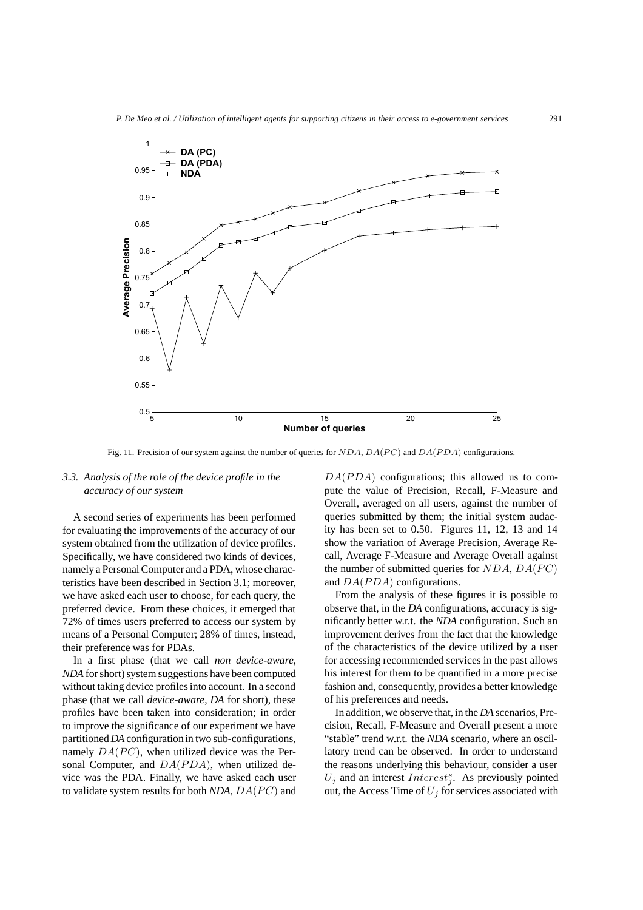DA (PC)
DA (PDA)
NDA

Average Precision

1
0.95
0.9
0.85
0.8
0.75
0.7
0.65
0.6
0.55
0.5

5 10 15 20 25

Number of queries

Fig. 11. Precision of our system against the number of queries for $NDA$, $DA(PC)$ and $DA(PDA)$ configurations.

### *3.3. Analysis of the role of the device profile in the accuracy of our system*

A second series of experiments has been performed for evaluating the improvements of the accuracy of our system obtained from the utilization of device profiles. Specifically, we have considered two kinds of devices, namely a Personal Computer and a PDA, whose characteristics have been described in Section 3.1; moreover, we have asked each user to choose, for each query, the preferred device. From these choices, it emerged that 72% of times users preferred to access our system by means of a Personal Computer; 28% of times, instead, their preference was for PDAs.

In a first phase (that we call *non device-aware*, *NDA* for short) system suggestions have been computed without taking device profiles into account. In a second phase (that we call *device-aware*, *DA* for short), these profiles have been taken into consideration; in order to improve the significance of our experiment we have partitioned *DA* configuration in two sub-configurations, namely $DA(PC)$, when utilized device was the Personal Computer, and $DA(PDA)$, when utilized device was the PDA. Finally, we have asked each user to validate system results for both *NDA*, $DA(PC)$ and $DA(PDA)$ configurations; this allowed us to compute the value of Precision, Recall, F-Measure and Overall, averaged on all users, against the number of queries submitted by them; the initial system audacity has been set to 0.50. Figures 11, 12, 13 and 14 show the variation of Average Precision, Average Recall, Average F-Measure and Average Overall against the number of submitted queries for $NDA$, $DA(PC)$ and $DA(PDA)$ configurations.

From the analysis of these figures it is possible to observe that, in the *DA* configurations, accuracy is significantly better w.r.t. the *NDA* configuration. Such an improvement derives from the fact that the knowledge of the characteristics of the device utilized by a user for accessing recommended services in the past allows his interest for them to be quantified in a more precise fashion and, consequently, provides a better knowledge of his preferences and needs.

In addition, we observe that, in the *DA* scenarios, Precision, Recall, F-Measure and Overall present a more "stable" trend w.r.t. the *NDA* scenario, where an oscillatory trend can be observed. In order to understand the reasons underlying this behaviour, consider a user $U_j$ and an interest $Interest_j^s$. As previously pointed out, the Access Time of $U_j$ for services associated with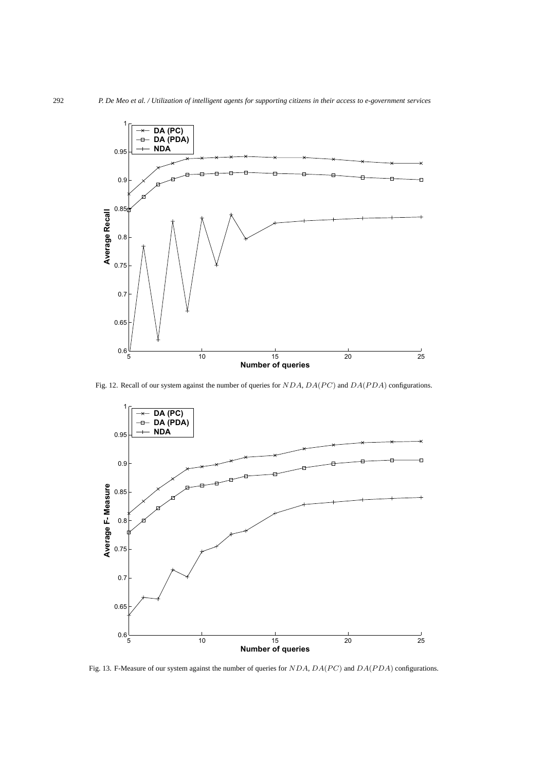DA (PC)
DA (PDA)
NDA

Average Recall

1
0.95
0.9
0.85
0.8
0.75
0.7
0.65
0.6

5
10
15
20
25

Number of queries

Fig. 12. Recall of our system against the number of queries for $NDA$, $DA(PC)$ and $DA(PDA)$ configurations.

DA (PC)
DA (PDA)
NDA

Average F- Measure

1
0.95
0.9
0.85
0.8
0.75
0.7
0.65
0.6

5
10
15
20
25

Number of queries

Fig. 13. F-Measure of our system against the number of queries for $NDA$, $DA(PC)$ and $DA(PDA)$ configurations.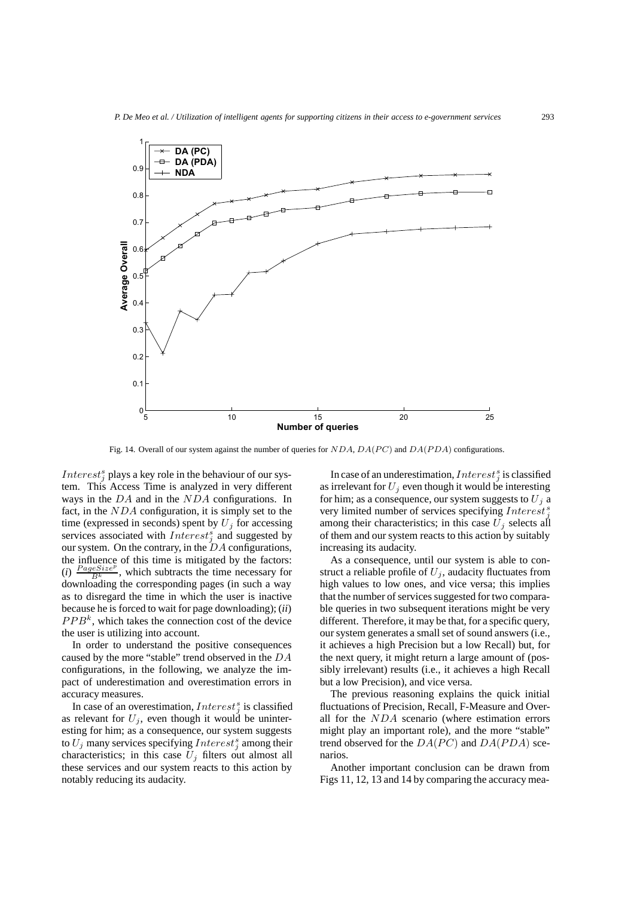DA (PC)
DA (PDA)
NDA

Average Overall

0
0.1
0.2
0.3
0.4
0.5
0.6
0.7
0.8
0.9
1

5
10
15
20
25

Number of queries

Fig. 14. Overall of our system against the number of queries for $NDA$, $DA(PC)$ and $DA(PDA)$ configurations.

$Interest_j^s$ plays a key role in the behaviour of our system. This Access Time is analyzed in very different ways in the $DA$ and in the $NDA$ configurations. In fact, in the $NDA$ configuration, it is simply set to the time (expressed in seconds) spent by $U_j$ for accessing services associated with $Interest_j^s$ and suggested by our system. On the contrary, in the $DA$ configurations, the influence of this time is mitigated by the factors: (*i*) $\frac{PageSize^p}{B^k}$, which subtracts the time necessary for downloading the corresponding pages (in such a way as to disregard the time in which the user is inactive because he is forced to wait for page downloading); (*ii*) $PPB^k$, which takes the connection cost of the device the user is utilizing into account.

In order to understand the positive consequences caused by the more "stable" trend observed in the $DA$ configurations, in the following, we analyze the impact of underestimation and overestimation errors in accuracy measures.

In case of an overestimation, $Interest_j^s$ is classified as relevant for $U_j$, even though it would be uninteresting for him; as a consequence, our system suggests to $U_j$ many services specifying $Interest_j^s$ among their characteristics; in this case $U_j$ filters out almost all these services and our system reacts to this action by notably reducing its audacity.

In case of an underestimation, $Interest_j^s$ is classified as irrelevant for $U_j$ even though it would be interesting for him; as a consequence, our system suggests to $U_j$ a very limited number of services specifying $Interest_j^s$ among their characteristics; in this case $U_j$ selects all of them and our system reacts to this action by suitably increasing its audacity.

As a consequence, until our system is able to construct a reliable profile of $U_j$, audacity fluctuates from high values to low ones, and vice versa; this implies that the number of services suggested for two comparable queries in two subsequent iterations might be very different. Therefore, it may be that, for a specific query, our system generates a small set of sound answers (i.e., it achieves a high Precision but a low Recall) but, for the next query, it might return a large amount of (possibly irrelevant) results (i.e., it achieves a high Recall but a low Precision), and vice versa.

The previous reasoning explains the quick initial fluctuations of Precision, Recall, F-Measure and Overall for the $NDA$ scenario (where estimation errors might play an important role), and the more "stable" trend observed for the $DA(PC)$ and $DA(PDA)$ scenarios.

Another important conclusion can be drawn from Figs 11, 12, 13 and 14 by comparing the accuracy mea-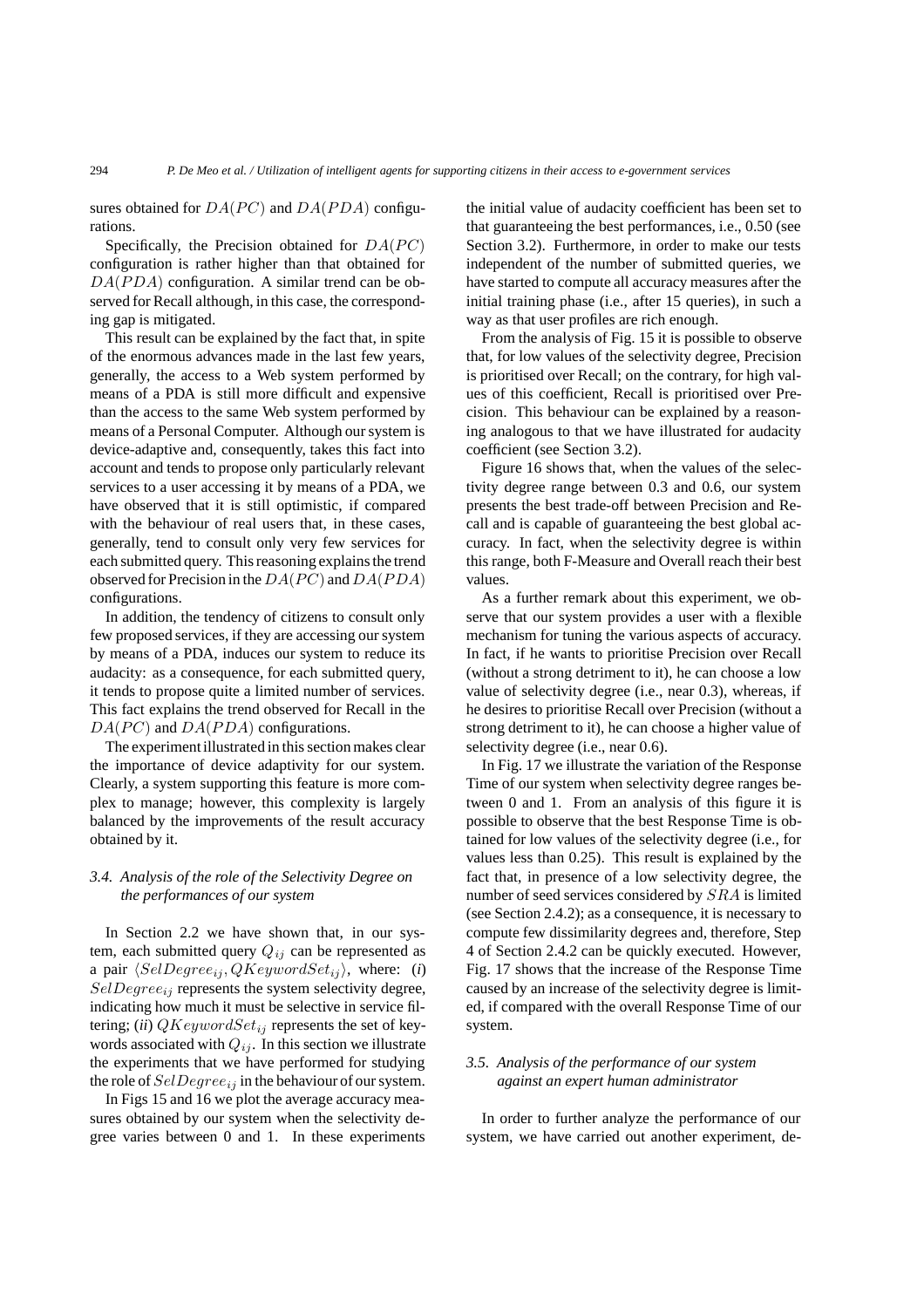sures obtained for $DA(PC)$ and $DA(PDA)$ configurations.

Specifically, the Precision obtained for $DA(PC)$ configuration is rather higher than that obtained for $DA(PDA)$ configuration. A similar trend can be observed for Recall although, in this case, the corresponding gap is mitigated.

This result can be explained by the fact that, in spite of the enormous advances made in the last few years, generally, the access to a Web system performed by means of a PDA is still more difficult and expensive than the access to the same Web system performed by means of a Personal Computer. Although our system is device-adaptive and, consequently, takes this fact into account and tends to propose only particularly relevant services to a user accessing it by means of a PDA, we have observed that it is still optimistic, if compared with the behaviour of real users that, in these cases, generally, tend to consult only very few services for each submitted query. This reasoning explains the trend observed for Precision in the $DA(PC)$ and $DA(PDA)$ configurations.

In addition, the tendency of citizens to consult only few proposed services, if they are accessing our system by means of a PDA, induces our system to reduce its audacity: as a consequence, for each submitted query, it tends to propose quite a limited number of services. This fact explains the trend observed for Recall in the $DA(PC)$ and $DA(PDA)$ configurations.

The experiment illustrated in this section makes clear the importance of device adaptivity for our system. Clearly, a system supporting this feature is more complex to manage; however, this complexity is largely balanced by the improvements of the result accuracy obtained by it.

### *3.4. Analysis of the role of the Selectivity Degree on the performances of our system*

In Section 2.2 we have shown that, in our system, each submitted query $Q_{ij}$ can be represented as a pair $\langle SelDegree_{ij}, QKeywordSet_{ij} \rangle$, where: (*i*) $SelDegree_{ij}$ represents the system selectivity degree, indicating how much it must be selective in service filtering; (*ii*) $QKeywordSet_{ij}$ represents the set of keywords associated with $Q_{ij}$. In this section we illustrate the experiments that we have performed for studying the role of $SelDegree_{ij}$ in the behaviour of our system.

In Figs 15 and 16 we plot the average accuracy measures obtained by our system when the selectivity degree varies between 0 and 1. In these experiments the initial value of audacity coefficient has been set to that guaranteeing the best performances, i.e., 0.50 (see Section 3.2). Furthermore, in order to make our tests independent of the number of submitted queries, we have started to compute all accuracy measures after the initial training phase (i.e., after 15 queries), in such a way as that user profiles are rich enough.

From the analysis of Fig. 15 it is possible to observe that, for low values of the selectivity degree, Precision is prioritised over Recall; on the contrary, for high values of this coefficient, Recall is prioritised over Precision. This behaviour can be explained by a reasoning analogous to that we have illustrated for audacity coefficient (see Section 3.2).

Figure 16 shows that, when the values of the selectivity degree range between 0.3 and 0.6, our system presents the best trade-off between Precision and Recall and is capable of guaranteeing the best global accuracy. In fact, when the selectivity degree is within this range, both F-Measure and Overall reach their best values.

As a further remark about this experiment, we observe that our system provides a user with a flexible mechanism for tuning the various aspects of accuracy. In fact, if he wants to prioritise Precision over Recall (without a strong detriment to it), he can choose a low value of selectivity degree (i.e., near 0.3), whereas, if he desires to prioritise Recall over Precision (without a strong detriment to it), he can choose a higher value of selectivity degree (i.e., near 0.6).

In Fig. 17 we illustrate the variation of the Response Time of our system when selectivity degree ranges between 0 and 1. From an analysis of this figure it is possible to observe that the best Response Time is obtained for low values of the selectivity degree (i.e., for values less than 0.25). This result is explained by the fact that, in presence of a low selectivity degree, the number of seed services considered by $SRA$ is limited (see Section 2.4.2); as a consequence, it is necessary to compute few dissimilarity degrees and, therefore, Step 4 of Section 2.4.2 can be quickly executed. However, Fig. 17 shows that the increase of the Response Time caused by an increase of the selectivity degree is limited, if compared with the overall Response Time of our system.

### *3.5. Analysis of the performance of our system against an expert human administrator*

In order to further analyze the performance of our system, we have carried out another experiment, de-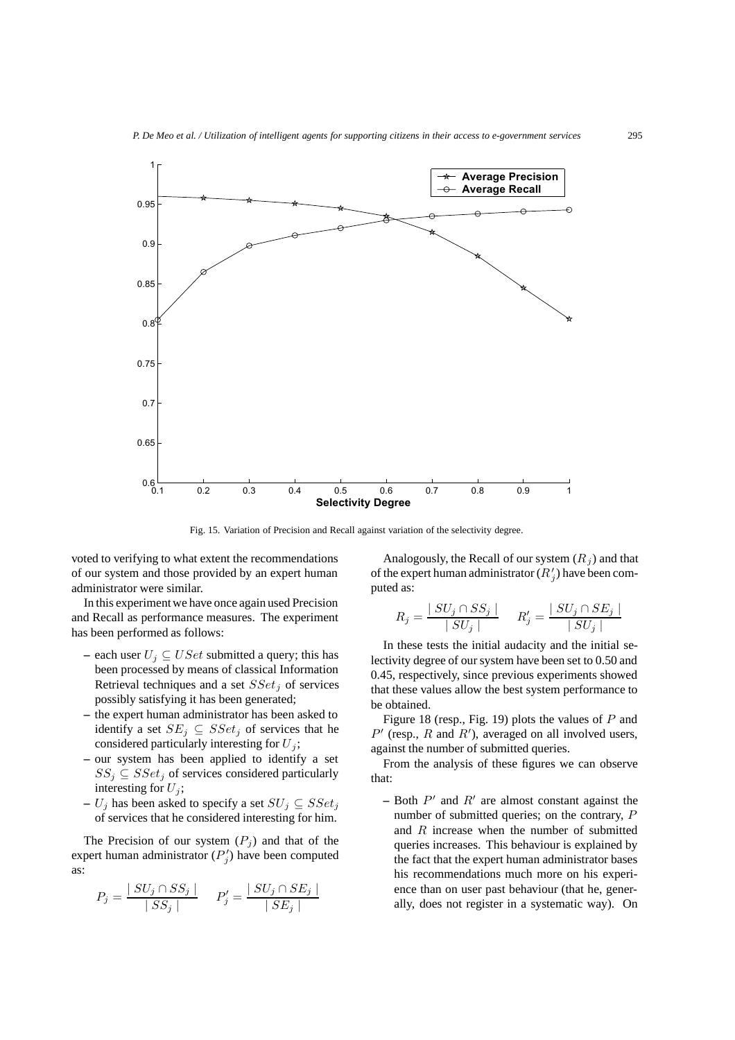1

0.95

0.9

0.85

0.8

0.75

0.7

0.65

0.6

0.1 0.2 0.3 0.4 0.5 0.6 0.7 0.8 0.9 1

**Selectivity Degree**

**Average Precision**

**Average Recall**

Fig. 15. Variation of Precision and Recall against variation of the selectivity degree.

voted to verifying to what extent the recommendations of our system and those provided by an expert human administrator were similar.

In this experiment we have once again used Precision and Recall as performance measures. The experiment has been performed as follows:

- each user $U_j \subseteq USet$ submitted a query; this has been processed by means of classical Information Retrieval techniques and a set $SSet_j$ of services possibly satisfying it has been generated;
- the expert human administrator has been asked to identify a set $SE_j \subseteq SSet_j$ of services that he considered particularly interesting for $U_j$;
- our system has been applied to identify a set $SS_j \subseteq SSet_j$ of services considered particularly interesting for $U_j$;
- $U_j$ has been asked to specify a set $SU_j \subseteq SSet_j$ of services that he considered interesting for him.

The Precision of our system ($P_j$) and that of the expert human administrator ($P'_j$) have been computed as:

$$P_j = \frac{|\ SU_j \cap SS_j\ |}{|\ SS_j\ |} \qquad P'_j = \frac{|\ SU_j \cap SE_j\ |}{|\ SE_j\ |}$$

Analogously, the Recall of our system ($R_j$) and that of the expert human administrator ($R'_j$) have been computed as:

$$R_j = \frac{|\ SU_j \cap SS_j\ |}{|\ SU_j\ |} \qquad R'_j = \frac{|\ SU_j \cap SE_j\ |}{|\ SU_j\ |}$$

In these tests the initial audacity and the initial selectivity degree of our system have been set to 0.50 and 0.45, respectively, since previous experiments showed that these values allow the best system performance to be obtained.

Figure 18 (resp., Fig. 19) plots the values of $P$ and $P'$ (resp., $R$ and $R'$), averaged on all involved users, against the number of submitted queries.

From the analysis of these figures we can observe that:

- Both $P'$ and $R'$ are almost constant against the number of submitted queries; on the contrary, $P$ and $R$ increase when the number of submitted queries increases. This behaviour is explained by the fact that the expert human administrator bases his recommendations much more on his experience than on user past behaviour (that he, generally, does not register in a systematic way). On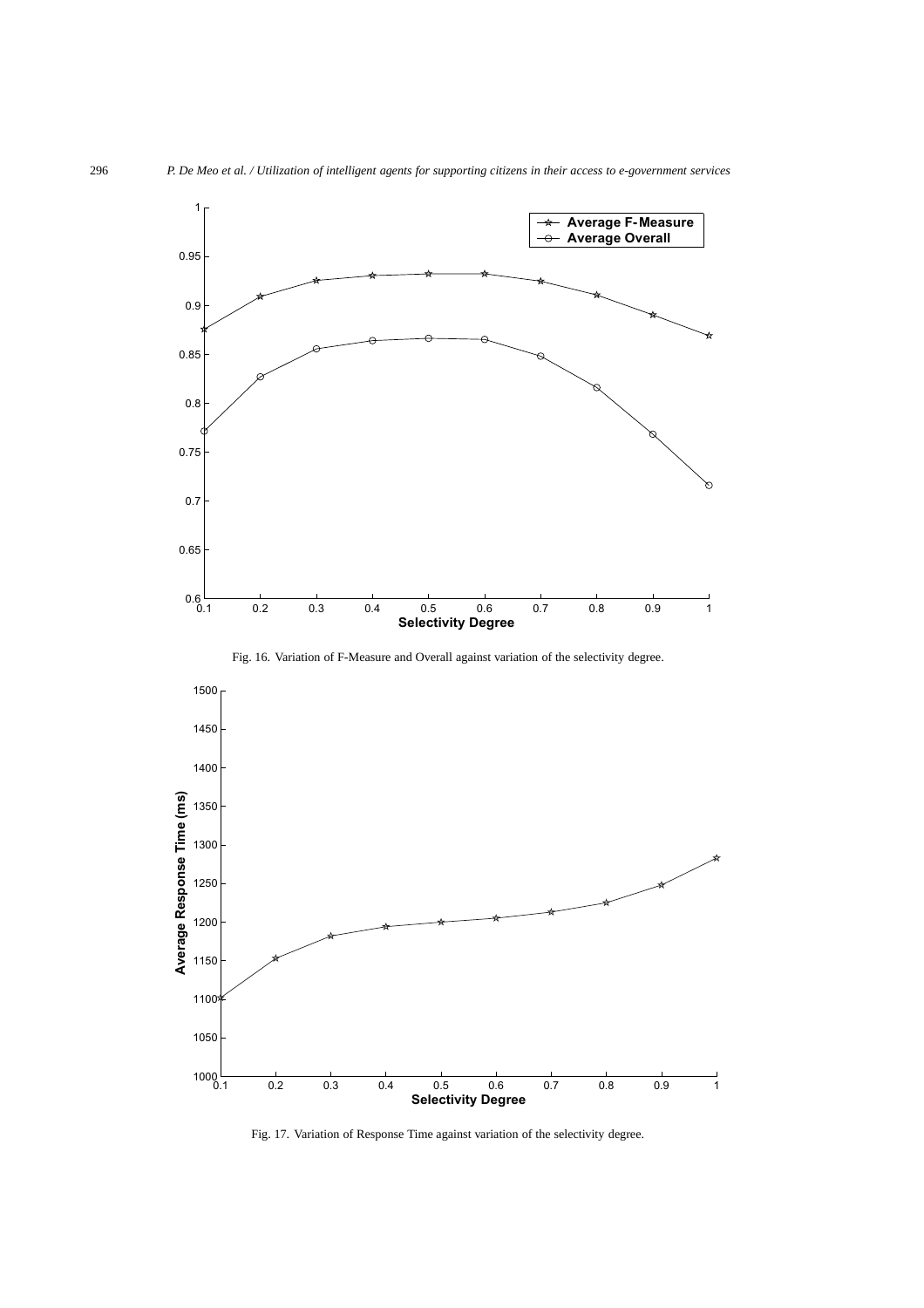1
0.95
0.9
0.85
0.8
0.75
0.7
0.65
0.6
0.1 0.2 0.3 0.4 0.5 0.6 0.7 0.8 0.9 1
Selectivity Degree

Average F-Measure
Average Overall

Fig. 16. Variation of F-Measure and Overall against variation of the selectivity degree.

1500
1450
1400
1350
1300
1250
1200
1150
1100
1050
1000
0.1 0.2 0.3 0.4 0.5 0.6 0.7 0.8 0.9 1
Selectivity Degree

Average Response Time (ms)

Fig. 17. Variation of Response Time against variation of the selectivity degree.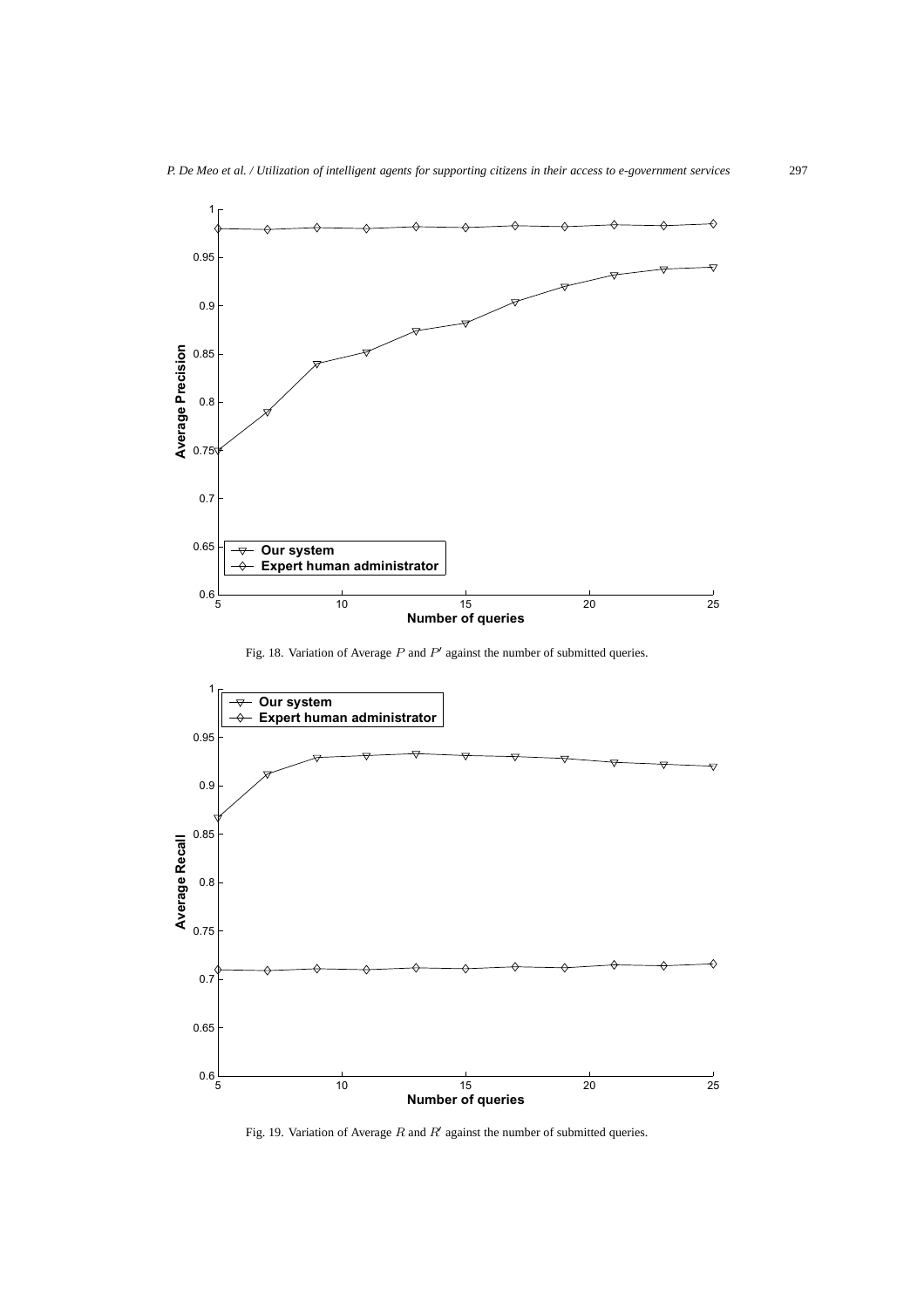Average Precision

1
0.95
0.9
0.85
0.8
0.75
0.7
0.65
0.6

5
10
15
20
25

Number of queries

Our system
Expert human administrator

Fig. 18. Variation of Average $P$ and $P'$ against the number of submitted queries.

Average Recall

1
0.95
0.9
0.85
0.8
0.75
0.7
0.65
0.6

5
10
15
20
25

Number of queries

Our system
Expert human administrator

Fig. 19. Variation of Average $R$ and $R'$ against the number of submitted queries.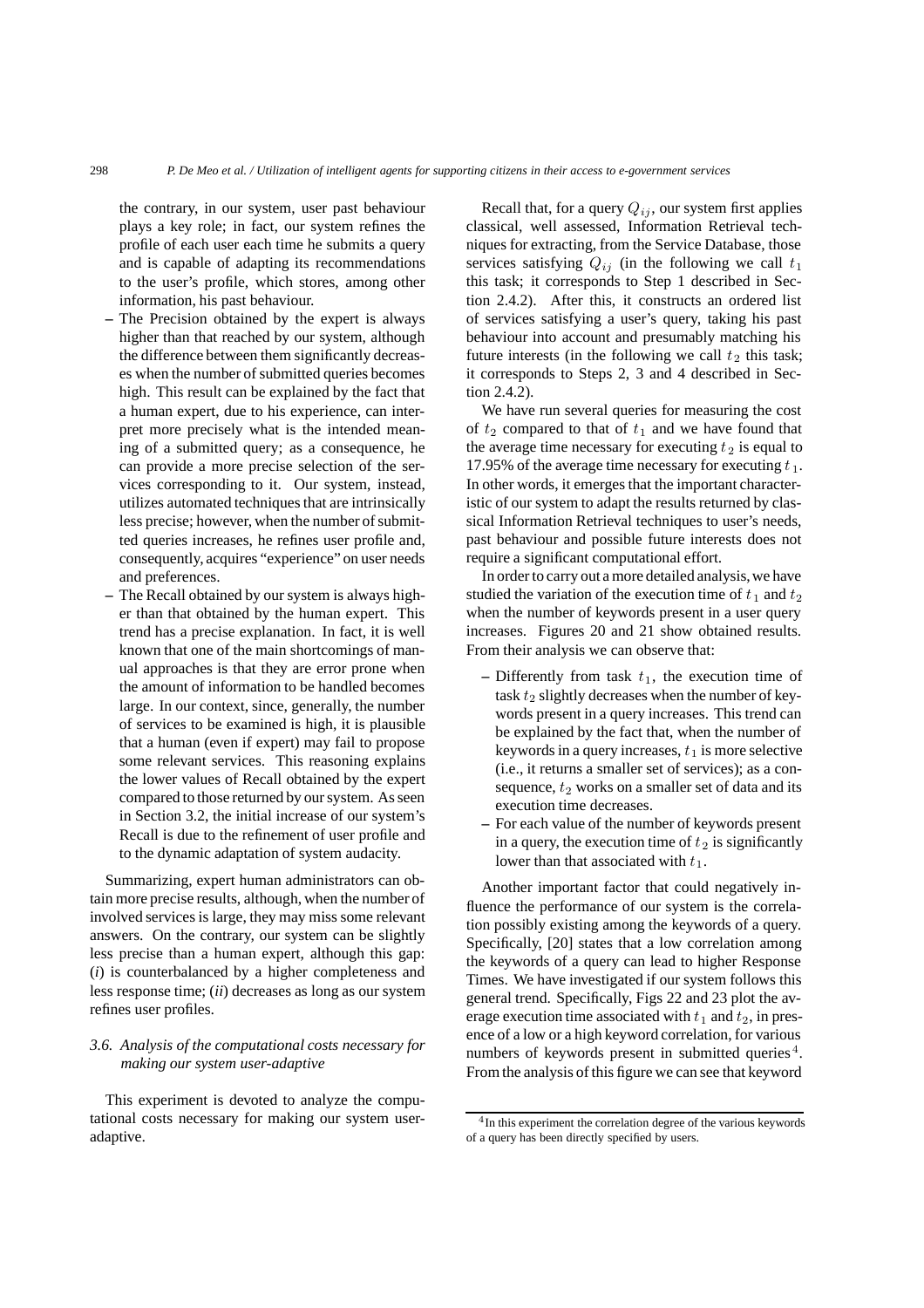the contrary, in our system, user past behaviour plays a key role; in fact, our system refines the profile of each user each time he submits a query and is capable of adapting its recommendations to the user's profile, which stores, among other information, his past behaviour.

- The Precision obtained by the expert is always higher than that reached by our system, although the difference between them significantly decreases when the number of submitted queries becomes high. This result can be explained by the fact that a human expert, due to his experience, can interpret more precisely what is the intended meaning of a submitted query; as a consequence, he can provide a more precise selection of the services corresponding to it. Our system, instead, utilizes automated techniques that are intrinsically less precise; however, when the number of submitted queries increases, he refines user profile and, consequently, acquires "experience" on user needs and preferences.
- The Recall obtained by our system is always higher than that obtained by the human expert. This trend has a precise explanation. In fact, it is well known that one of the main shortcomings of manual approaches is that they are error prone when the amount of information to be handled becomes large. In our context, since, generally, the number of services to be examined is high, it is plausible that a human (even if expert) may fail to propose some relevant services. This reasoning explains the lower values of Recall obtained by the expert compared to those returned by our system. As seen in Section 3.2, the initial increase of our system's Recall is due to the refinement of user profile and to the dynamic adaptation of system audacity.

Summarizing, expert human administrators can obtain more precise results, although, when the number of involved services is large, they may miss some relevant answers. On the contrary, our system can be slightly less precise than a human expert, although this gap: (*i*) is counterbalanced by a higher completeness and less response time; (*ii*) decreases as long as our system refines user profiles.

### 3.6. Analysis of the computational costs necessary for making our system user-adaptive

This experiment is devoted to analyze the computational costs necessary for making our system user-adaptive.

Recall that, for a query $Q_{ij}$, our system first applies classical, well assessed, Information Retrieval techniques for extracting, from the Service Database, those services satisfying $Q_{ij}$ (in the following we call $t_1$ this task; it corresponds to Step 1 described in Section 2.4.2). After this, it constructs an ordered list of services satisfying a user's query, taking his past behaviour into account and presumably matching his future interests (in the following we call $t_2$ this task; it corresponds to Steps 2, 3 and 4 described in Section 2.4.2).

We have run several queries for measuring the cost of $t_2$ compared to that of $t_1$ and we have found that the average time necessary for executing $t_2$ is equal to 17.95% of the average time necessary for executing $t_1$. In other words, it emerges that the important characteristic of our system to adapt the results returned by classical Information Retrieval techniques to user's needs, past behaviour and possible future interests does not require a significant computational effort.

In order to carry out a more detailed analysis, we have studied the variation of the execution time of $t_1$ and $t_2$ when the number of keywords present in a user query increases. Figures 20 and 21 show obtained results. From their analysis we can observe that:

- Differently from task $t_1$, the execution time of task $t_2$ slightly decreases when the number of keywords present in a query increases. This trend can be explained by the fact that, when the number of keywords in a query increases, $t_1$ is more selective (i.e., it returns a smaller set of services); as a consequence, $t_2$ works on a smaller set of data and its execution time decreases.
- For each value of the number of keywords present in a query, the execution time of $t_2$ is significantly lower than that associated with $t_1$.

Another important factor that could negatively influence the performance of our system is the correlation possibly existing among the keywords of a query. Specifically, [20] states that a low correlation among the keywords of a query can lead to higher Response Times. We have investigated if our system follows this general trend. Specifically, Figs 22 and 23 plot the average execution time associated with $t_1$ and $t_2$, in presence of a low or a high keyword correlation, for various numbers of keywords present in submitted queries[4]. From the analysis of this figure we can see that keyword

[4] In this experiment the correlation degree of the various keywords of a query has been directly specified by users.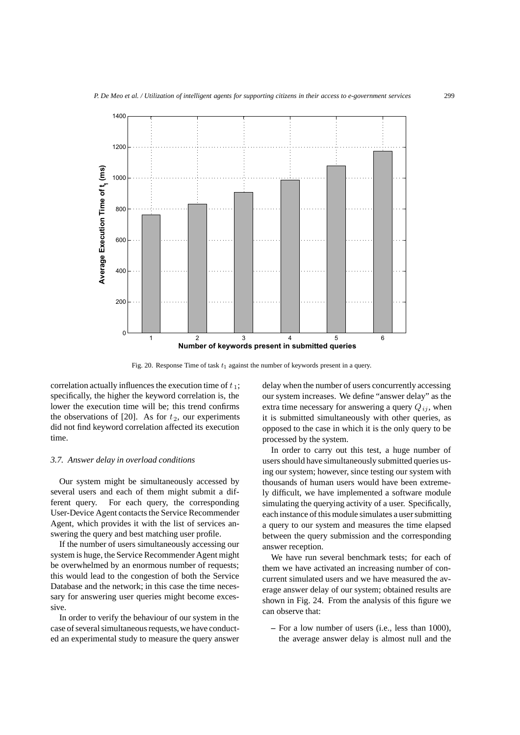1400
1200
1000
800
600
400
200
0

Average Execution Time of $t_1$ (ms)

1 2 3 4 5 6

Number of keywords present in submitted queries

Fig. 20. Response Time of task $t_1$ against the number of keywords present in a query.

correlation actually influences the execution time of $t_1$; specifically, the higher the keyword correlation is, the lower the execution time will be; this trend confirms the observations of [20]. As for $t_2$, our experiments did not find keyword correlation affected its execution time.

### *3.7. Answer delay in overload conditions*

Our system might be simultaneously accessed by several users and each of them might submit a different query. For each query, the corresponding User-Device Agent contacts the Service Recommender Agent, which provides it with the list of services answering the query and best matching user profile.

If the number of users simultaneously accessing our system is huge, the Service Recommender Agent might be overwhelmed by an enormous number of requests; this would lead to the congestion of both the Service Database and the network; in this case the time necessary for answering user queries might become excessive.

In order to verify the behaviour of our system in the case of several simultaneous requests, we have conducted an experimental study to measure the query answer delay when the number of users concurrently accessing our system increases. We define "answer delay" as the extra time necessary for answering a query $Q_{ij}$, when it is submitted simultaneously with other queries, as opposed to the case in which it is the only query to be processed by the system.

In order to carry out this test, a huge number of users should have simultaneously submitted queries using our system; however, since testing our system with thousands of human users would have been extremely difficult, we have implemented a software module simulating the querying activity of a user. Specifically, each instance of this module simulates a user submitting a query to our system and measures the time elapsed between the query submission and the corresponding answer reception.

We have run several benchmark tests; for each of them we have activated an increasing number of concurrent simulated users and we have measured the average answer delay of our system; obtained results are shown in Fig. 24. From the analysis of this figure we can observe that:

- For a low number of users (i.e., less than 1000), the average answer delay is almost null and the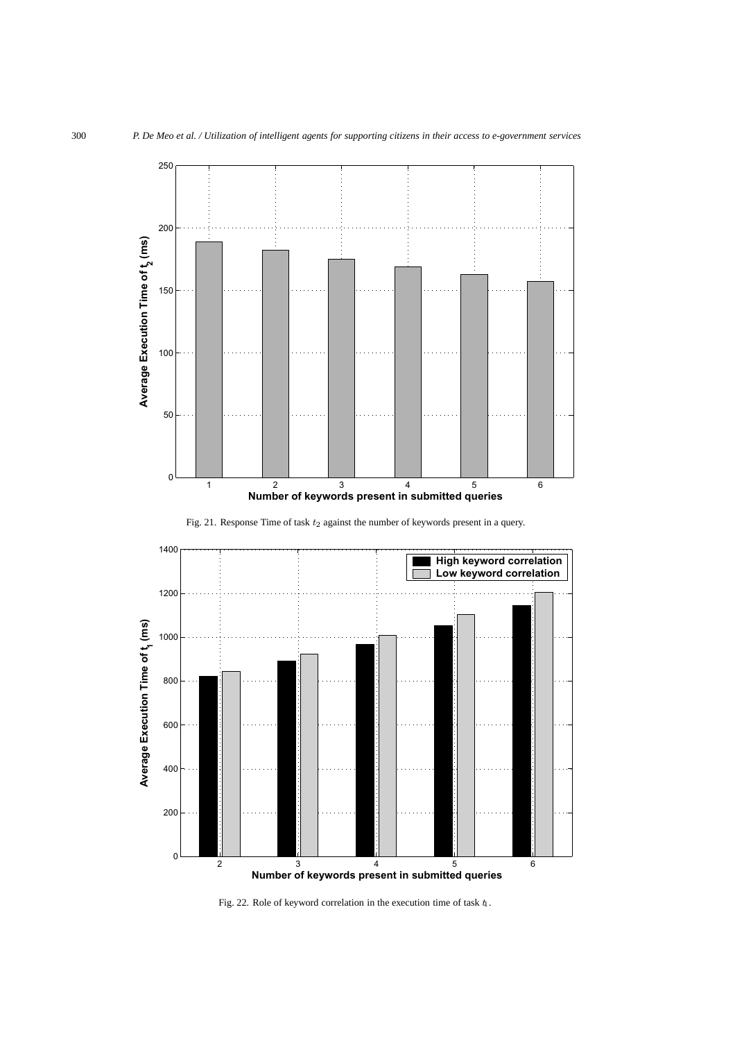250

200

150

100

50

0

1 2 3 4 5 6

Average Execution Time of $t_2$ (ms)

Number of keywords present in submitted queries

Fig. 21. Response Time of task $t_2$ against the number of keywords present in a query.

1400

1200

1000

800

600

400

200

0

2 3 4 5 6

High keyword correlation

Low keyword correlation

Average Execution Time of $t_1$ (ms)

Number of keywords present in submitted queries

Fig. 22. Role of keyword correlation in the execution time of task $t_1$.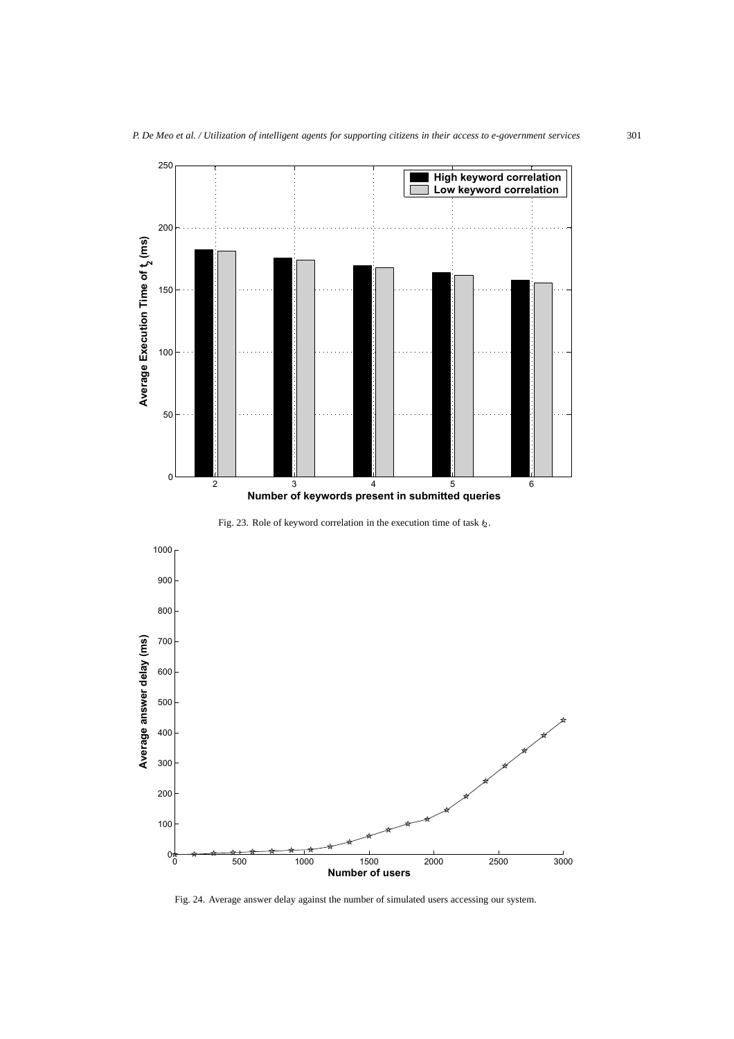250

200

150

100

50

0

High keyword correlation

Low keyword correlation

Average Execution Time of $t_2$ (ms)

2

3

4

5

6

Number of keywords present in submitted queries

Fig. 23. Role of keyword correlation in the execution time of task $t_2$.

1000

900

800

700

600

500

400

300

200

100

0

Average answer delay (ms)

0

500

1000

1500

2000

2500

3000

Number of users

Fig. 24. Average answer delay against the number of simulated users accessing our system.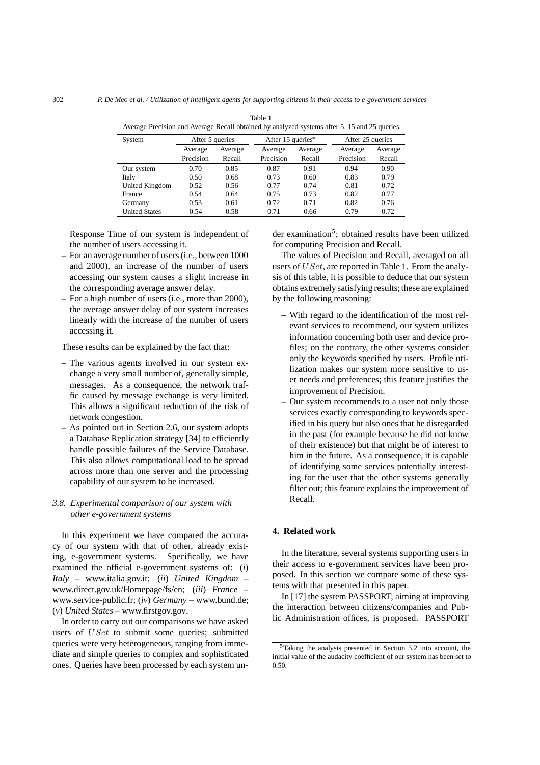Table 1
Average Precision and Average Recall obtained by analyzed systems after 5, 15 and 25 queries.

| System | After 5 queries | | After 15 queries* | | After 25 queries | |
|---|---|---|---|---|---|---|
| | Average Precision | Average Recall | Average Precision | Average Recall | Average Precision | Average Recall |
| Our system | 0.70 | 0.85 | 0.87 | 0.91 | 0.94 | 0.90 |
| Italy | 0.50 | 0.68 | 0.73 | 0.60 | 0.83 | 0.79 |
| United Kingdom | 0.52 | 0.56 | 0.77 | 0.74 | 0.81 | 0.72 |
| France | 0.54 | 0.64 | 0.75 | 0.73 | 0.82 | 0.77 |
| Germany | 0.53 | 0.61 | 0.72 | 0.71 | 0.82 | 0.76 |
| United States | 0.54 | 0.58 | 0.71 | 0.66 | 0.79 | 0.72 |

Response Time of our system is independent of the number of users accessing it.

- For an average number of users (i.e., between 1000 and 2000), an increase of the number of users accessing our system causes a slight increase in the corresponding average answer delay.
- For a high number of users (i.e., more than 2000), the average answer delay of our system increases linearly with the increase of the number of users accessing it.

These results can be explained by the fact that:

- The various agents involved in our system exchange a very small number of, generally simple, messages. As a consequence, the network traffic caused by message exchange is very limited. This allows a significant reduction of the risk of network congestion.
- As pointed out in Section 2.6, our system adopts a Database Replication strategy [34] to efficiently handle possible failures of the Service Database. This also allows computational load to be spread across more than one server and the processing capability of our system to be increased.

### 3.8. Experimental comparison of our system with other e-government systems

In this experiment we have compared the accuracy of our system with that of other, already existing, e-government systems. Specifically, we have examined the official e-government systems of: (*i*) *Italy* – www.italia.gov.it; (*ii*) *United Kingdom* – www.direct.gov.uk/Homepage/fs/en; (*iii*) *France* – www.service-public.fr; (*iv*) *Germany* – www.bund.de; (*v*) *United States* – www.firstgov.gov.

In order to carry out our comparisons we have asked users of $USet$ to submit some queries; submitted queries were very heterogeneous, ranging from immediate and simple queries to complex and sophisticated ones. Queries have been processed by each system under examination[5]; obtained results have been utilized for computing Precision and Recall.

The values of Precision and Recall, averaged on all users of $USet$, are reported in Table 1. From the analysis of this table, it is possible to deduce that our system obtains extremely satisfying results; these are explained by the following reasoning:

- With regard to the identification of the most relevant services to recommend, our system utilizes information concerning both user and device profiles; on the contrary, the other systems consider only the keywords specified by users. Profile utilization makes our system more sensitive to user needs and preferences; this feature justifies the improvement of Precision.
- Our system recommends to a user not only those services exactly corresponding to keywords specified in his query but also ones that he disregarded in the past (for example because he did not know of their existence) but that might be of interest to him in the future. As a consequence, it is capable of identifying some services potentially interesting for the user that the other systems generally filter out; this feature explains the improvement of Recall.

## 4. Related work

In the literature, several systems supporting users in their access to e-government services have been proposed. In this section we compare some of these systems with that presented in this paper.

In [17] the system PASSPORT, aiming at improving the interaction between citizens/companies and Public Administration offices, is proposed. PASSPORT

[5] Taking the analysis presented in Section 3.2 into account, the initial value of the audacity coefficient of our system has been set to 0.50.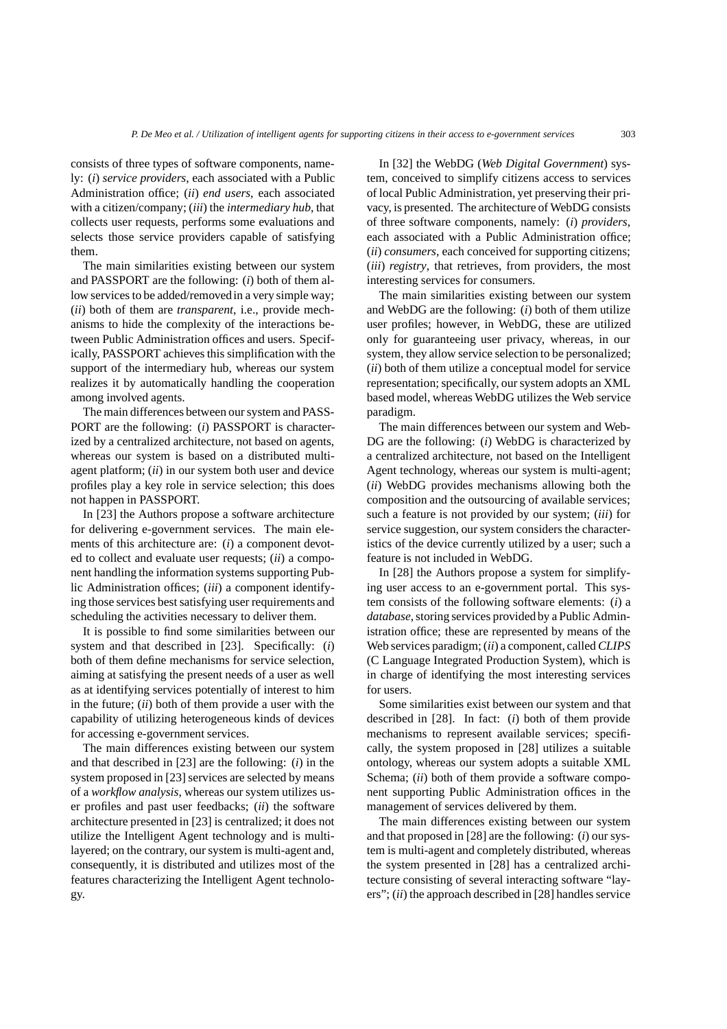consists of three types of software components, namely: (*i*) *service providers*, each associated with a Public Administration office; (*ii*) *end users*, each associated with a citizen/company; (*iii*) the *intermediary hub*, that collects user requests, performs some evaluations and selects those service providers capable of satisfying them.

The main similarities existing between our system and PASSPORT are the following: (*i*) both of them allow services to be added/removed in a very simple way; (*ii*) both of them are *transparent*, i.e., provide mechanisms to hide the complexity of the interactions between Public Administration offices and users. Specifically, PASSPORT achieves this simplification with the support of the intermediary hub, whereas our system realizes it by automatically handling the cooperation among involved agents.

The main differences between our system and PASSPORT are the following: (*i*) PASSPORT is characterized by a centralized architecture, not based on agents, whereas our system is based on a distributed multi-agent platform; (*ii*) in our system both user and device profiles play a key role in service selection; this does not happen in PASSPORT.

In [23] the Authors propose a software architecture for delivering e-government services. The main elements of this architecture are: (*i*) a component devoted to collect and evaluate user requests; (*ii*) a component handling the information systems supporting Public Administration offices; (*iii*) a component identifying those services best satisfying user requirements and scheduling the activities necessary to deliver them.

It is possible to find some similarities between our system and that described in [23]. Specifically: (*i*) both of them define mechanisms for service selection, aiming at satisfying the present needs of a user as well as at identifying services potentially of interest to him in the future; (*ii*) both of them provide a user with the capability of utilizing heterogeneous kinds of devices for accessing e-government services.

The main differences existing between our system and that described in [23] are the following: (*i*) in the system proposed in [23] services are selected by means of a *workflow analysis*, whereas our system utilizes user profiles and past user feedbacks; (*ii*) the software architecture presented in [23] is centralized; it does not utilize the Intelligent Agent technology and is multi-layered; on the contrary, our system is multi-agent and, consequently, it is distributed and utilizes most of the features characterizing the Intelligent Agent technology.

In [32] the WebDG (*Web Digital Government*) system, conceived to simplify citizens access to services of local Public Administration, yet preserving their privacy, is presented. The architecture of WebDG consists of three software components, namely: (*i*) *providers*, each associated with a Public Administration office; (*ii*) *consumers*, each conceived for supporting citizens; (*iii*) *registry*, that retrieves, from providers, the most interesting services for consumers.

The main similarities existing between our system and WebDG are the following: (*i*) both of them utilize user profiles; however, in WebDG, these are utilized only for guaranteeing user privacy, whereas, in our system, they allow service selection to be personalized; (*ii*) both of them utilize a conceptual model for service representation; specifically, our system adopts an XML based model, whereas WebDG utilizes the Web service paradigm.

The main differences between our system and WebDG are the following: (*i*) WebDG is characterized by a centralized architecture, not based on the Intelligent Agent technology, whereas our system is multi-agent; (*ii*) WebDG provides mechanisms allowing both the composition and the outsourcing of available services; such a feature is not provided by our system; (*iii*) for service suggestion, our system considers the characteristics of the device currently utilized by a user; such a feature is not included in WebDG.

In [28] the Authors propose a system for simplifying user access to an e-government portal. This system consists of the following software elements: (*i*) a *database*, storing services provided by a Public Administration office; these are represented by means of the Web services paradigm; (*ii*) a component, called *CLIPS* (C Language Integrated Production System), which is in charge of identifying the most interesting services for users.

Some similarities exist between our system and that described in [28]. In fact: (*i*) both of them provide mechanisms to represent available services; specifically, the system proposed in [28] utilizes a suitable ontology, whereas our system adopts a suitable XML Schema; (*ii*) both of them provide a software component supporting Public Administration offices in the management of services delivered by them.

The main differences existing between our system and that proposed in [28] are the following: (*i*) our system is multi-agent and completely distributed, whereas the system presented in [28] has a centralized architecture consisting of several interacting software "layers"; (*ii*) the approach described in [28] handles service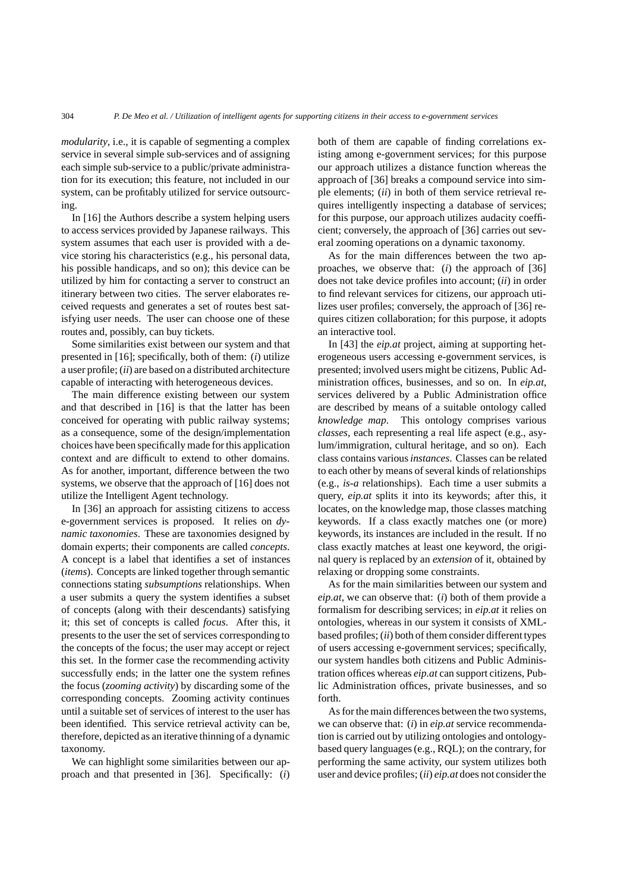*modularity*, i.e., it is capable of segmenting a complex service in several simple sub-services and of assigning each simple sub-service to a public/private administration for its execution; this feature, not included in our system, can be profitably utilized for service outsourcing.

In [16] the Authors describe a system helping users to access services provided by Japanese railways. This system assumes that each user is provided with a device storing his characteristics (e.g., his personal data, his possible handicaps, and so on); this device can be utilized by him for contacting a server to construct an itinerary between two cities. The server elaborates received requests and generates a set of routes best satisfying user needs. The user can choose one of these routes and, possibly, can buy tickets.

Some similarities exist between our system and that presented in [16]; specifically, both of them: (*i*) utilize a user profile; (*ii*) are based on a distributed architecture capable of interacting with heterogeneous devices.

The main difference existing between our system and that described in [16] is that the latter has been conceived for operating with public railway systems; as a consequence, some of the design/implementation choices have been specifically made for this application context and are difficult to extend to other domains. As for another, important, difference between the two systems, we observe that the approach of [16] does not utilize the Intelligent Agent technology.

In [36] an approach for assisting citizens to access e-government services is proposed. It relies on *dynamic taxonomies*. These are taxonomies designed by domain experts; their components are called *concepts*. A concept is a label that identifies a set of instances (*items*). Concepts are linked together through semantic connections stating *subsumptions* relationships. When a user submits a query the system identifies a subset of concepts (along with their descendants) satisfying it; this set of concepts is called *focus*. After this, it presents to the user the set of services corresponding to the concepts of the focus; the user may accept or reject this set. In the former case the recommending activity successfully ends; in the latter one the system refines the focus (*zooming activity*) by discarding some of the corresponding concepts. Zooming activity continues until a suitable set of services of interest to the user has been identified. This service retrieval activity can be, therefore, depicted as an iterative thinning of a dynamic taxonomy.

We can highlight some similarities between our approach and that presented in [36]. Specifically: (*i*) both of them are capable of finding correlations existing among e-government services; for this purpose our approach utilizes a distance function whereas the approach of [36] breaks a compound service into simple elements; (*ii*) in both of them service retrieval requires intelligently inspecting a database of services; for this purpose, our approach utilizes audacity coefficient; conversely, the approach of [36] carries out several zooming operations on a dynamic taxonomy.

As for the main differences between the two approaches, we observe that: (*i*) the approach of [36] does not take device profiles into account; (*ii*) in order to find relevant services for citizens, our approach utilizes user profiles; conversely, the approach of [36] requires citizen collaboration; for this purpose, it adopts an interactive tool.

In [43] the *eip.at* project, aiming at supporting heterogeneous users accessing e-government services, is presented; involved users might be citizens, Public Administration offices, businesses, and so on. In *eip.at*, services delivered by a Public Administration office are described by means of a suitable ontology called *knowledge map*. This ontology comprises various *classes*, each representing a real life aspect (e.g., asylum/immigration, cultural heritage, and so on). Each class contains various *instances*. Classes can be related to each other by means of several kinds of relationships (e.g., *is-a* relationships). Each time a user submits a query, *eip.at* splits it into its keywords; after this, it locates, on the knowledge map, those classes matching keywords. If a class exactly matches one (or more) keywords, its instances are included in the result. If no class exactly matches at least one keyword, the original query is replaced by an *extension* of it, obtained by relaxing or dropping some constraints.

As for the main similarities between our system and *eip.at*, we can observe that: (*i*) both of them provide a formalism for describing services; in *eip.at* it relies on ontologies, whereas in our system it consists of XML-based profiles; (*ii*) both of them consider different types of users accessing e-government services; specifically, our system handles both citizens and Public Administration offices whereas *eip.at* can support citizens, Public Administration offices, private businesses, and so forth.

As for the main differences between the two systems, we can observe that: (*i*) in *eip.at* service recommendation is carried out by utilizing ontologies and ontology-based query languages (e.g., RQL); on the contrary, for performing the same activity, our system utilizes both user and device profiles; (*ii*) *eip.at* does not consider the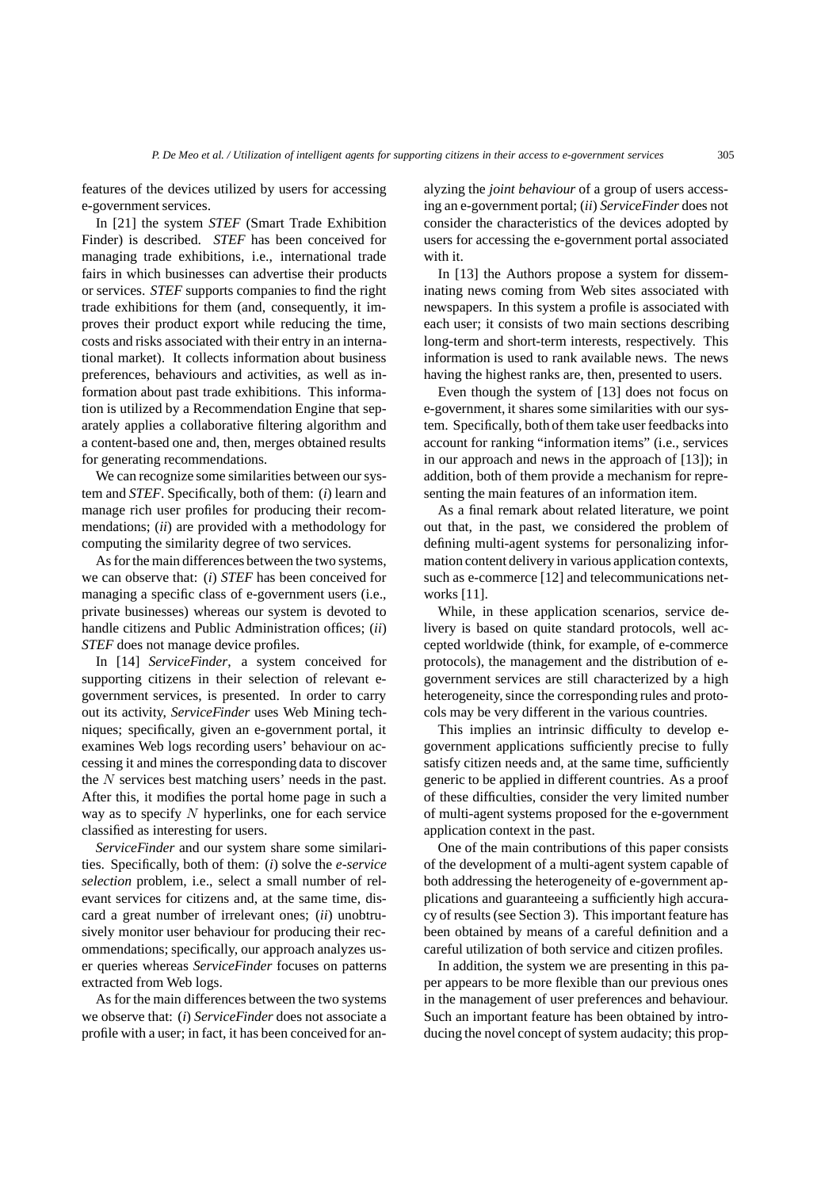features of the devices utilized by users for accessing e-government services.

In [21] the system *STEF* (Smart Trade Exhibition Finder) is described. *STEF* has been conceived for managing trade exhibitions, i.e., international trade fairs in which businesses can advertise their products or services. *STEF* supports companies to find the right trade exhibitions for them (and, consequently, it improves their product export while reducing the time, costs and risks associated with their entry in an international market). It collects information about business preferences, behaviours and activities, as well as information about past trade exhibitions. This information is utilized by a Recommendation Engine that separately applies a collaborative filtering algorithm and a content-based one and, then, merges obtained results for generating recommendations.

We can recognize some similarities between our system and *STEF*. Specifically, both of them: (*i*) learn and manage rich user profiles for producing their recommendations; (*ii*) are provided with a methodology for computing the similarity degree of two services.

As for the main differences between the two systems, we can observe that: (*i*) *STEF* has been conceived for managing a specific class of e-government users (i.e., private businesses) whereas our system is devoted to handle citizens and Public Administration offices; (*ii*) *STEF* does not manage device profiles.

In [14] *ServiceFinder*, a system conceived for supporting citizens in their selection of relevant e-government services, is presented. In order to carry out its activity, *ServiceFinder* uses Web Mining techniques; specifically, given an e-government portal, it examines Web logs recording users' behaviour on accessing it and mines the corresponding data to discover the $N$ services best matching users' needs in the past. After this, it modifies the portal home page in such a way as to specify $N$ hyperlinks, one for each service classified as interesting for users.

*ServiceFinder* and our system share some similarities. Specifically, both of them: (*i*) solve the *e-service selection* problem, i.e., select a small number of relevant services for citizens and, at the same time, discard a great number of irrelevant ones; (*ii*) unobtrusively monitor user behaviour for producing their recommendations; specifically, our approach analyzes user queries whereas *ServiceFinder* focuses on patterns extracted from Web logs.

As for the main differences between the two systems we observe that: (*i*) *ServiceFinder* does not associate a profile with a user; in fact, it has been conceived for analyzing the *joint behaviour* of a group of users accessing an e-government portal; (*ii*) *ServiceFinder* does not consider the characteristics of the devices adopted by users for accessing the e-government portal associated with it.

In [13] the Authors propose a system for disseminating news coming from Web sites associated with newspapers. In this system a profile is associated with each user; it consists of two main sections describing long-term and short-term interests, respectively. This information is used to rank available news. The news having the highest ranks are, then, presented to users.

Even though the system of [13] does not focus on e-government, it shares some similarities with our system. Specifically, both of them take user feedbacks into account for ranking "information items" (i.e., services in our approach and news in the approach of [13]); in addition, both of them provide a mechanism for representing the main features of an information item.

As a final remark about related literature, we point out that, in the past, we considered the problem of defining multi-agent systems for personalizing information content delivery in various application contexts, such as e-commerce [12] and telecommunications networks [11].

While, in these application scenarios, service delivery is based on quite standard protocols, well accepted worldwide (think, for example, of e-commerce protocols), the management and the distribution of e-government services are still characterized by a high heterogeneity, since the corresponding rules and protocols may be very different in the various countries.

This implies an intrinsic difficulty to develop e-government applications sufficiently precise to fully satisfy citizen needs and, at the same time, sufficiently generic to be applied in different countries. As a proof of these difficulties, consider the very limited number of multi-agent systems proposed for the e-government application context in the past.

One of the main contributions of this paper consists of the development of a multi-agent system capable of both addressing the heterogeneity of e-government applications and guaranteeing a sufficiently high accuracy of results (see Section 3). This important feature has been obtained by means of a careful definition and a careful utilization of both service and citizen profiles.

In addition, the system we are presenting in this paper appears to be more flexible than our previous ones in the management of user preferences and behaviour. Such an important feature has been obtained by introducing the novel concept of system audacity; this prop-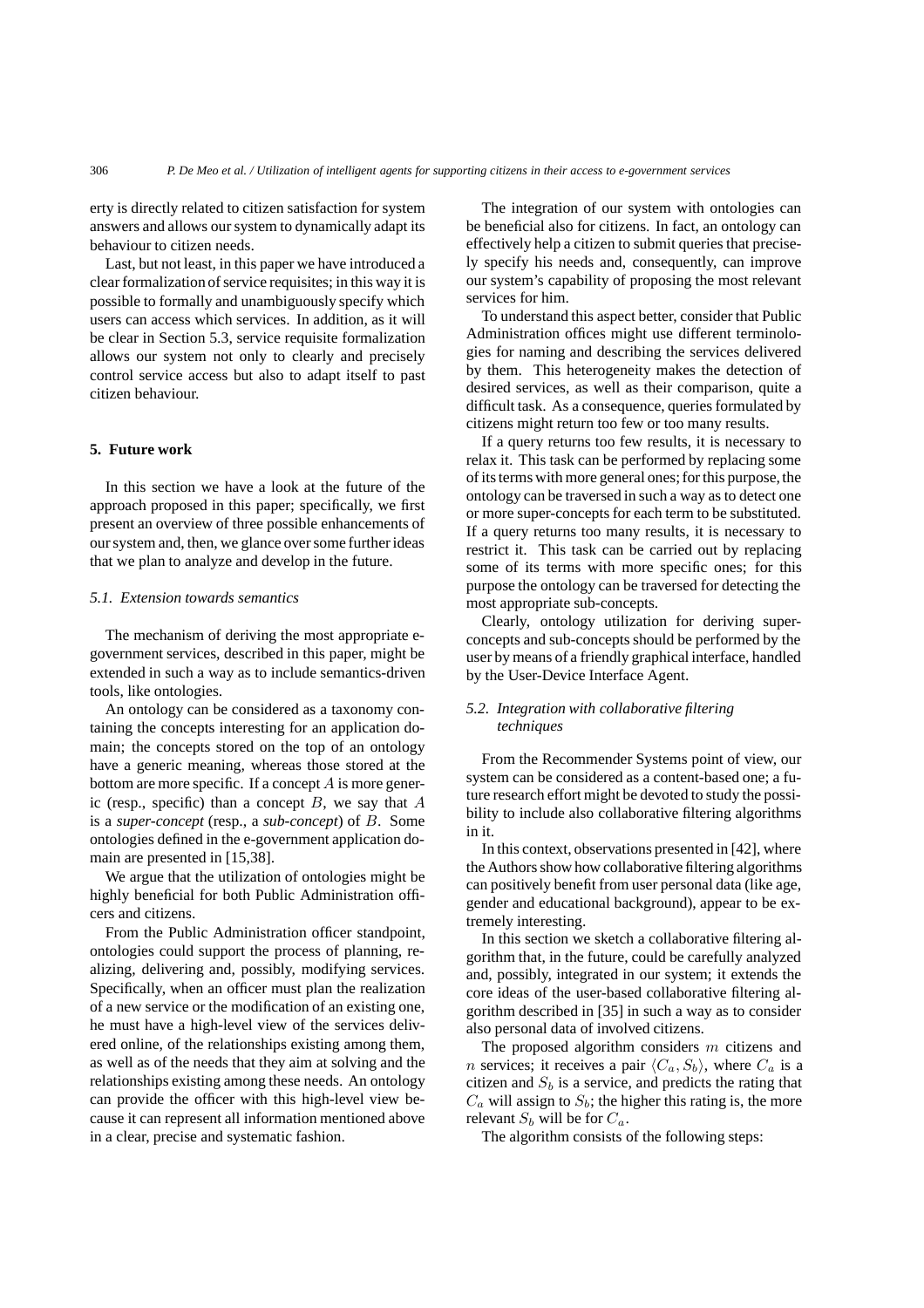erty is directly related to citizen satisfaction for system answers and allows our system to dynamically adapt its behaviour to citizen needs.

Last, but not least, in this paper we have introduced a clear formalization of service requisites; in this way it is possible to formally and unambiguously specify which users can access which services. In addition, as it will be clear in Section 5.3, service requisite formalization allows our system not only to clearly and precisely control service access but also to adapt itself to past citizen behaviour.

## 5. Future work

In this section we have a look at the future of the approach proposed in this paper; specifically, we first present an overview of three possible enhancements of our system and, then, we glance over some further ideas that we plan to analyze and develop in the future.

### *5.1. Extension towards semantics*

The mechanism of deriving the most appropriate e-government services, described in this paper, might be extended in such a way as to include semantics-driven tools, like ontologies.

An ontology can be considered as a taxonomy containing the concepts interesting for an application domain; the concepts stored on the top of an ontology have a generic meaning, whereas those stored at the bottom are more specific. If a concept $A$ is more generic (resp., specific) than a concept $B$, we say that $A$ is a *super-concept* (resp., a *sub-concept*) of $B$. Some ontologies defined in the e-government application domain are presented in [15,38].

We argue that the utilization of ontologies might be highly beneficial for both Public Administration officers and citizens.

From the Public Administration officer standpoint, ontologies could support the process of planning, realizing, delivering and, possibly, modifying services. Specifically, when an officer must plan the realization of a new service or the modification of an existing one, he must have a high-level view of the services delivered online, of the relationships existing among them, as well as of the needs that they aim at solving and the relationships existing among these needs. An ontology can provide the officer with this high-level view because it can represent all information mentioned above in a clear, precise and systematic fashion.

The integration of our system with ontologies can be beneficial also for citizens. In fact, an ontology can effectively help a citizen to submit queries that precisely specify his needs and, consequently, can improve our system's capability of proposing the most relevant services for him.

To understand this aspect better, consider that Public Administration offices might use different terminologies for naming and describing the services delivered by them. This heterogeneity makes the detection of desired services, as well as their comparison, quite a difficult task. As a consequence, queries formulated by citizens might return too few or too many results.

If a query returns too few results, it is necessary to relax it. This task can be performed by replacing some of its terms with more general ones; for this purpose, the ontology can be traversed in such a way as to detect one or more super-concepts for each term to be substituted. If a query returns too many results, it is necessary to restrict it. This task can be carried out by replacing some of its terms with more specific ones; for this purpose the ontology can be traversed for detecting the most appropriate sub-concepts.

Clearly, ontology utilization for deriving super-concepts and sub-concepts should be performed by the user by means of a friendly graphical interface, handled by the User-Device Interface Agent.

### *5.2. Integration with collaborative filtering techniques*

From the Recommender Systems point of view, our system can be considered as a content-based one; a future research effort might be devoted to study the possibility to include also collaborative filtering algorithms in it.

In this context, observations presented in [42], where the Authors show how collaborative filtering algorithms can positively benefit from user personal data (like age, gender and educational background), appear to be extremely interesting.

In this section we sketch a collaborative filtering algorithm that, in the future, could be carefully analyzed and, possibly, integrated in our system; it extends the core ideas of the user-based collaborative filtering algorithm described in [35] in such a way as to consider also personal data of involved citizens.

The proposed algorithm considers $m$ citizens and $n$ services; it receives a pair $\langle C_a, S_b \rangle$, where $C_a$ is a citizen and $S_b$ is a service, and predicts the rating that $C_a$ will assign to $S_b$; the higher this rating is, the more relevant $S_b$ will be for $C_a$.

The algorithm consists of the following steps: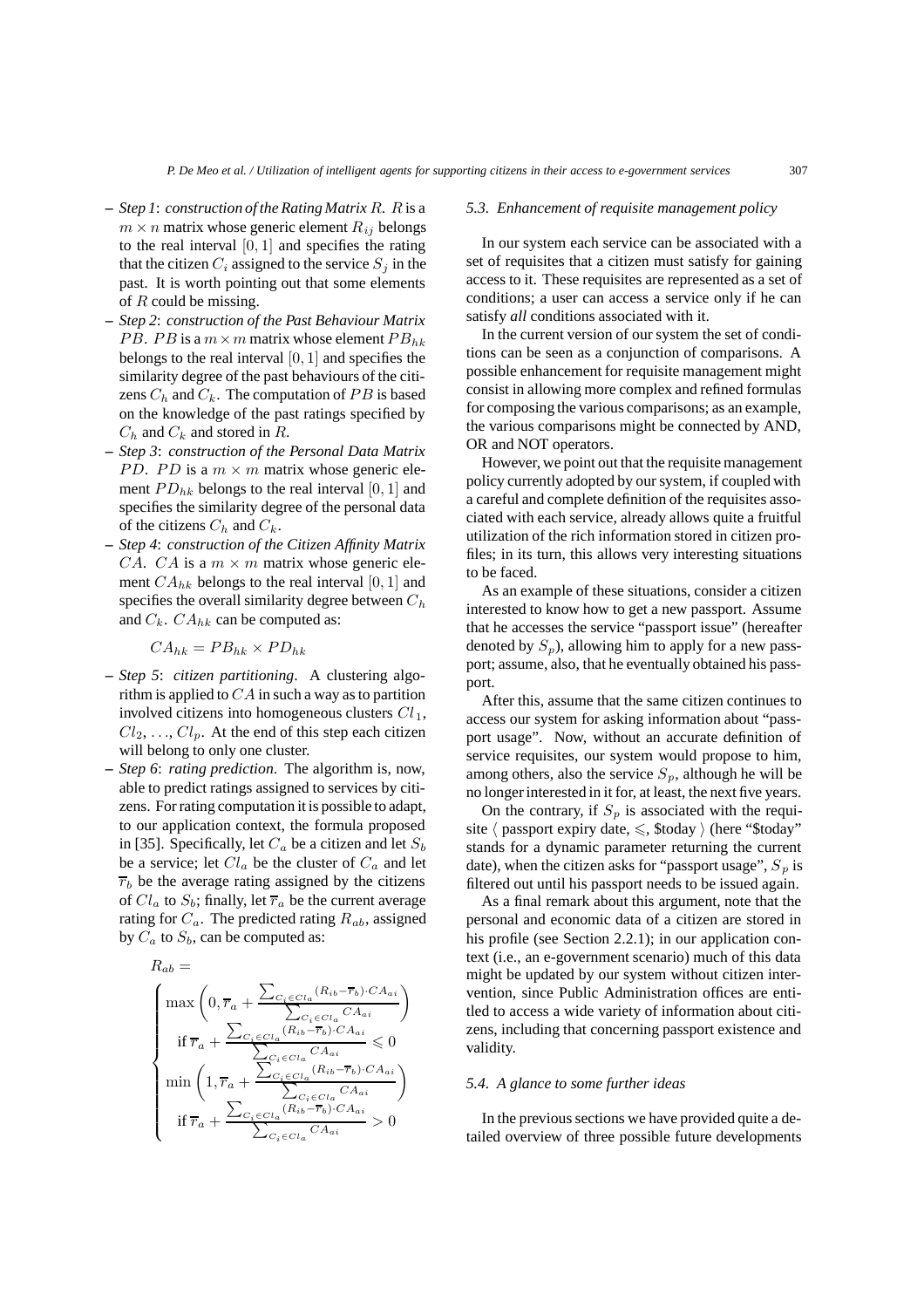– *Step 1*: *construction of the Rating Matrix $R$*. $R$ is a $m \times n$ matrix whose generic element $R_{ij}$ belongs to the real interval $[0, 1]$ and specifies the rating that the citizen $C_i$ assigned to the service $S_j$ in the past. It is worth pointing out that some elements of $R$ could be missing.

– *Step 2*: *construction of the Past Behaviour Matrix $PB$*. $PB$ is a $m \times m$ matrix whose element $PB_{hk}$ belongs to the real interval $[0, 1]$ and specifies the similarity degree of the past behaviours of the citizens $C_h$ and $C_k$. The computation of $PB$ is based on the knowledge of the past ratings specified by $C_h$ and $C_k$ and stored in $R$.

– *Step 3*: *construction of the Personal Data Matrix $PD$*. $PD$ is a $m \times m$ matrix whose generic element $PD_{hk}$ belongs to the real interval $[0, 1]$ and specifies the similarity degree of the personal data of the citizens $C_h$ and $C_k$.

– *Step 4*: *construction of the Citizen Affinity Matrix $CA$*. $CA$ is a $m \times m$ matrix whose generic element $CA_{hk}$ belongs to the real interval $[0, 1]$ and specifies the overall similarity degree between $C_h$ and $C_k$. $CA_{hk}$ can be computed as:

$$CA_{hk} = PB_{hk} \times PD_{hk}$$

– *Step 5*: *citizen partitioning*. A clustering algorithm is applied to $CA$ in such a way as to partition involved citizens into homogeneous clusters $Cl_1$, $Cl_2, \ldots, Cl_p$. At the end of this step each citizen will belong to only one cluster.

– *Step 6*: *rating prediction*. The algorithm is, now, able to predict ratings assigned to services by citizens. For rating computation it is possible to adapt, to our application context, the formula proposed in [35]. Specifically, let $C_a$ be a citizen and let $S_b$ be a service; let $Cl_a$ be the cluster of $C_a$ and let $\overline{r}_b$ be the average rating assigned by the citizens of $Cl_a$ to $S_b$; finally, let $\overline{r}_a$ be the current average rating for $C_a$. The predicted rating $R_{ab}$, assigned by $C_a$ to $S_b$, can be computed as:

$$R_{ab} = \begin{cases} \max\left(0, \overline{r}_a + \dfrac{\sum_{C_i \in Cl_a} (R_{ib} - \overline{r}_b) \cdot CA_{ai}}{\sum_{C_i \in Cl_a} CA_{ai}}\right) \\ \quad \text{if } \overline{r}_a + \dfrac{\sum_{C_i \in Cl_a} (R_{ib} - \overline{r}_b) \cdot CA_{ai}}{\sum_{C_i \in Cl_a} CA_{ai}} \leqslant 0 \\ \min\left(1, \overline{r}_a + \dfrac{\sum_{C_i \in Cl_a} (R_{ib} - \overline{r}_b) \cdot CA_{ai}}{\sum_{C_i \in Cl_a} CA_{ai}}\right) \\ \quad \text{if } \overline{r}_a + \dfrac{\sum_{C_i \in Cl_a} (R_{ib} - \overline{r}_b) \cdot CA_{ai}}{\sum_{C_i \in Cl_a} CA_{ai}} > 0 \end{cases}$$

### *5.3. Enhancement of requisite management policy*

In our system each service can be associated with a set of requisites that a citizen must satisfy for gaining access to it. These requisites are represented as a set of conditions; a user can access a service only if he can satisfy *all* conditions associated with it.

In the current version of our system the set of conditions can be seen as a conjunction of comparisons. A possible enhancement for requisite management might consist in allowing more complex and refined formulas for composing the various comparisons; as an example, the various comparisons might be connected by AND, OR and NOT operators.

However, we point out that the requisite management policy currently adopted by our system, if coupled with a careful and complete definition of the requisites associated with each service, already allows quite a fruitful utilization of the rich information stored in citizen profiles; in its turn, this allows very interesting situations to be faced.

As an example of these situations, consider a citizen interested to know how to get a new passport. Assume that he accesses the service "passport issue" (hereafter denoted by $S_p$), allowing him to apply for a new passport; assume, also, that he eventually obtained his passport.

After this, assume that the same citizen continues to access our system for asking information about "passport usage". Now, without an accurate definition of service requisites, our system would propose to him, among others, also the service $S_p$, although he will be no longer interested in it for, at least, the next five years.

On the contrary, if $S_p$ is associated with the requisite $\langle$ passport expiry date, $\leqslant$, \$today $\rangle$ (here "\$today" stands for a dynamic parameter returning the current date), when the citizen asks for "passport usage", $S_p$ is filtered out until his passport needs to be issued again.

As a final remark about this argument, note that the personal and economic data of a citizen are stored in his profile (see Section 2.2.1); in our application context (i.e., an e-government scenario) much of this data might be updated by our system without citizen intervention, since Public Administration offices are entitled to access a wide variety of information about citizens, including that concerning passport existence and validity.

### *5.4. A glance to some further ideas*

In the previous sections we have provided quite a detailed overview of three possible future developments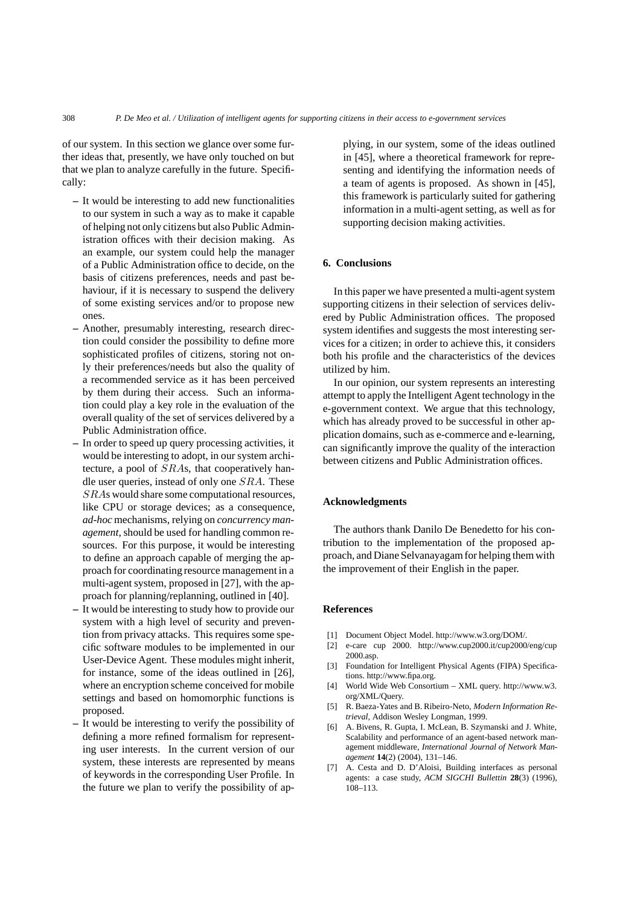of our system. In this section we glance over some further ideas that, presently, we have only touched on but that we plan to analyze carefully in the future. Specifically:

- It would be interesting to add new functionalities to our system in such a way as to make it capable of helping not only citizens but also Public Administration offices with their decision making. As an example, our system could help the manager of a Public Administration office to decide, on the basis of citizens preferences, needs and past behaviour, if it is necessary to suspend the delivery of some existing services and/or to propose new ones.
- Another, presumably interesting, research direction could consider the possibility to define more sophisticated profiles of citizens, storing not only their preferences/needs but also the quality of a recommended service as it has been perceived by them during their access. Such an information could play a key role in the evaluation of the overall quality of the set of services delivered by a Public Administration office.
- In order to speed up query processing activities, it would be interesting to adopt, in our system architecture, a pool of $SRA$s, that cooperatively handle user queries, instead of only one $SRA$. These $SRA$s would share some computational resources, like CPU or storage devices; as a consequence, *ad-hoc* mechanisms, relying on *concurrency management,* should be used for handling common resources. For this purpose, it would be interesting to define an approach capable of merging the approach for coordinating resource management in a multi-agent system, proposed in [27], with the approach for planning/replanning, outlined in [40].
- It would be interesting to study how to provide our system with a high level of security and prevention from privacy attacks. This requires some specific software modules to be implemented in our User-Device Agent. These modules might inherit, for instance, some of the ideas outlined in [26], where an encryption scheme conceived for mobile settings and based on homomorphic functions is proposed.
- It would be interesting to verify the possibility of defining a more refined formalism for representing user interests. In the current version of our system, these interests are represented by means of keywords in the corresponding User Profile. In the future we plan to verify the possibility of applying, in our system, some of the ideas outlined in [45], where a theoretical framework for representing and identifying the information needs of a team of agents is proposed. As shown in [45], this framework is particularly suited for gathering information in a multi-agent setting, as well as for supporting decision making activities.

## 6. Conclusions

In this paper we have presented a multi-agent system supporting citizens in their selection of services delivered by Public Administration offices. The proposed system identifies and suggests the most interesting services for a citizen; in order to achieve this, it considers both his profile and the characteristics of the devices utilized by him.

In our opinion, our system represents an interesting attempt to apply the Intelligent Agent technology in the e-government context. We argue that this technology, which has already proved to be successful in other application domains, such as e-commerce and e-learning, can significantly improve the quality of the interaction between citizens and Public Administration offices.

## Acknowledgments

The authors thank Danilo De Benedetto for his contribution to the implementation of the proposed approach, and Diane Selvanayagam for helping them with the improvement of their English in the paper.

## References

[1] Document Object Model. http://www.w3.org/DOM/.
[2] e-care cup 2000. http://www.cup2000.it/cup2000/eng/cup2000.asp.
[3] Foundation for Intelligent Physical Agents (FIPA) Specifications. http://www.fipa.org.
[4] World Wide Web Consortium – XML query. http://www.w3.org/XML/Query.
[5] R. Baeza-Yates and B. Ribeiro-Neto, *Modern Information Retrieval*, Addison Wesley Longman, 1999.
[6] A. Bivens, R. Gupta, I. McLean, B. Szymanski and J. White, Scalability and performance of an agent-based network management middleware, *International Journal of Network Management* **14**(2) (2004), 131–146.
[7] A. Cesta and D. D'Aloisi, Building interfaces as personal agents: a case study, *ACM SIGCHI Bullettin* **28**(3) (1996), 108–113.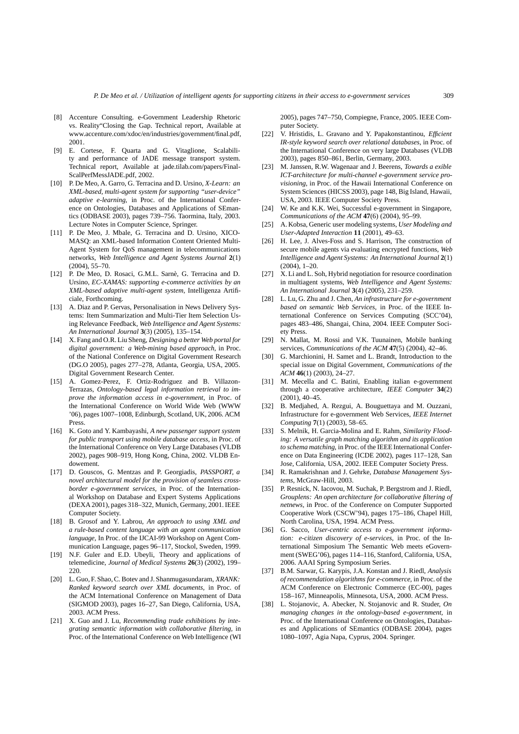[8] Accenture Consulting. e-Government Leadership Rhetoric vs. Reality"Closing the Gap. Technical report, Available at www.accenture.com/xdoc/en/industries/government/final.pdf, 2001.

[9] E. Cortese, F. Quarta and G. Vitaglione, Scalability and performance of JADE message transport system. Technical report, Available at jade.tilab.com/papers/Final-ScalPerfMessJADE.pdf, 2002.

[10] P. De Meo, A. Garro, G. Terracina and D. Ursino, *X-Learn: an XML-based, multi-agent system for supporting "user-device" adaptive e-learning*, in Proc. of the International Conference on Ontologies, Databases and Applications of SEmantics (ODBASE 2003), pages 739–756. Taormina, Italy, 2003. Lecture Notes in Computer Science, Springer.

[11] P. De Meo, J. Mbale, G. Terracina and D. Ursino, XICO-MASQ: an XML-based Information Content Oriented Multi-Agent System for QoS management in telecommunications networks, *Web Intelligence and Agent Systems Journal* **2**(1) (2004), 55–70.

[12] P. De Meo, D. Rosaci, G.M.L. Sarnè, G. Terracina and D. Ursino, *EC-XAMAS: supporting e-commerce activities by an XML-based adaptive multi-agent system*, Intelligenza Artificiale, Forthcoming.

[13] A. Diaz and P. Gervas, Personalisation in News Delivery Systems: Item Summarization and Multi-Tier Item Selection Using Relevance Feedback, *Web Intelligence and Agent Systems: An International Journal* **3**(3) (2005), 135–154.

[14] X. Fang and O.R. Liu Sheng, *Designing a better Web portal for digital government: a Web-mining based approach*, in Proc. of the National Conference on Digital Government Research (DG.O 2005), pages 277–278, Atlanta, Georgia, USA, 2005. Digital Government Research Center.

[15] A. Gomez-Perez, F. Ortiz-Rodriguez and B. Villazon-Terrazas, *Ontology-based legal information retrieval to improve the information access in e-government*, in Proc. of the International Conference on World Wide Web (WWW '06), pages 1007–1008, Edinburgh, Scotland, UK, 2006. ACM Press.

[16] K. Goto and Y. Kambayashi, *A new passenger support system for public transport using mobile database access*, in Proc. of the International Conference on Very Large Databases (VLDB 2002), pages 908–919, Hong Kong, China, 2002. VLDB Endowement.

[17] D. Gouscos, G. Mentzas and P. Georgiadis, *PASSPORT, a novel architectural model for the provision of seamless cross-border e-government services*, in Proc. of the International Workshop on Database and Expert Systems Applications (DEXA 2001), pages 318–322, Munich, Germany, 2001. IEEE Computer Society.

[18] B. Grosof and Y. Labrou, *An approach to using XML and a rule-based content language with an agent communication language*, In Proc. of the IJCAI-99 Workshop on Agent Communication Language, pages 96–117, Stockol, Sweden, 1999.

[19] N.F. Guler and E.D. Ubeyli, Theory and applications of telemedicine, *Journal of Medical Systems* **26**(3) (2002), 199–220.

[20] L. Guo, F. Shao, C. Botev and J. Shanmugasundaram, *XRANK: Ranked keyword search over XML documents*, in Proc. of the ACM International Conference on Management of Data (SIGMOD 2003), pages 16–27, San Diego, California, USA, 2003. ACM Press.

[21] X. Guo and J. Lu, *Recommending trade exhibitions by integrating semantic information with collaborative filtering*, in Proc. of the International Conference on Web Intelligence (WI 2005), pages 747–750, Compiegne, France, 2005. IEEE Computer Society.

[22] V. Hristidis, L. Gravano and Y. Papakonstantinou, *Efficient IR-style keyword search over relational databases*, in Proc. of the International Conference on very large Databases (VLDB 2003), pages 850–861, Berlin, Germany, 2003.

[23] M. Janssen, R.W. Wagenaar and J. Beerens, *Towards a exible ICT-architecture for multi-channel e-government service provisioning*, in Proc. of the Hawaii International Conference on System Sciences (HICSS 2003), page 148, Big Island, Hawaii, USA, 2003. IEEE Computer Society Press.

[24] W. Ke and K.K. Wei, Successful e-government in Singapore, *Communications of the ACM* **47**(6) (2004), 95–99.

[25] A. Kobsa, Generic user modeling systems, *User Modeling and User-Adapted Interaction* **11** (2001), 49–63.

[26] H. Lee, J. Alves-Foss and S. Harrison, The construction of secure mobile agents via evaluating encrypted functions, *Web Intelligence and Agent Systems: An International Journal* **2**(1) (2004), 1–20.

[27] X. Li and L. Soh, Hybrid negotiation for resource coordination in multiagent systems, *Web Intelligence and Agent Systems: An International Journal* **3**(4) (2005), 231–259.

[28] L. Lu, G. Zhu and J. Chen, *An infrastructure for e-government based on semantic Web Services*, in Proc. of the IEEE International Conference on Services Computing (SCC'04), pages 483–486, Shangai, China, 2004. IEEE Computer Society Press.

[29] N. Mallat, M. Rossi and V.K. Tuunainen, Mobile banking services, *Communications of the ACM* **47**(5) (2004), 42–46.

[30] G. Marchionini, H. Samet and L. Brandt, Introduction to the special issue on Digital Government, *Communications of the ACM* **46**(1) (2003), 24–27.

[31] M. Mecella and C. Batini, Enabling italian e-government through a cooperative architecture, *IEEE Computer* **34**(2) (2001), 40–45.

[32] B. Medjahed, A. Rezgui, A. Bouguettaya and M. Ouzzani, Infrastructure for e-government Web Services, *IEEE Internet Computing* **7**(1) (2003), 58–65.

[33] S. Melnik, H. Garcia-Molina and E. Rahm, *Similarity Flooding: A versatile graph matching algorithm and its application to schema matching*, in Proc. of the IEEE International Conference on Data Engineering (ICDE 2002), pages 117–128, San Jose, California, USA, 2002. IEEE Computer Society Press.

[34] R. Ramakrishnan and J. Gehrke, *Database Management Systems*, McGraw-Hill, 2003.

[35] P. Resnick, N. Iacovou, M. Suchak, P. Bergstrom and J. Riedl, *Grouplens: An open architecture for collaborative filtering of netnews*, in Proc. of the Conference on Computer Supported Cooperative Work (CSCW'94), pages 175–186, Chapel Hill, North Carolina, USA, 1994. ACM Press.

[36] G. Sacco, *User-centric access to e-government information: e-citizen discovery of e-services*, in Proc. of the International Simposium The Semantic Web meets eGovernment (SWEG'06), pages 114–116, Stanford, California, USA, 2006. AAAI Spring Symposium Series.

[37] B.M. Sarwar, G. Karypis, J.A. Konstan and J. Riedl, *Analysis of recommendation algorithms for e-commerce*, in Proc. of the ACM Conference on Electronic Commerce (EC-00), pages 158–167, Minneapolis, Minnesota, USA, 2000. ACM Press.

[38] L. Stojanovic, A. Abecker, N. Stojanovic and R. Studer, *On managing changes in the ontology-based e-government*, in Proc. of the International Conference on Ontologies, Databases and Applications of SEmantics (ODBASE 2004), pages 1080–1097, Agia Napa, Cyprus, 2004. Springer.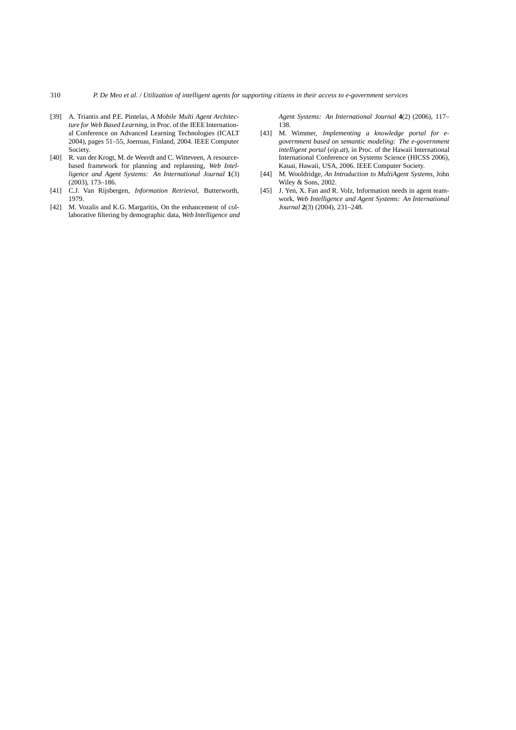[39] A. Triantis and P.E. Pintelas, *A Mobile Multi Agent Architecture for Web Based Learning*, in Proc. of the IEEE International Conference on Advanced Learning Technologies (ICALT 2004), pages 51–55, Joensuu, Finland, 2004. IEEE Computer Society.

[40] R. van der Krogt, M. de Weerdt and C. Witteveen, A resource-based framework for planning and replanning, *Web Intelligence and Agent Systems: An International Journal* **1**(3) (2003), 173–186.

[41] C.J. Van Rijsbergen, *Information Retrieval*, Butterworth, 1979.

[42] M. Vozalis and K.G. Margaritis, On the enhancement of collaborative filtering by demographic data, *Web Intelligence and Agent Systems: An International Journal* **4**(2) (2006), 117–138.

[43] M. Wimmer, *Implementing a knowledge portal for e-government based on semantic modeling: The e-government intelligent portal* (*eip.at*), in Proc. of the Hawaii International International Conference on Systems Science (HICSS 2006), Kauai, Hawaii, USA, 2006. IEEE Computer Society.

[44] M. Wooldridge, *An Introduction to MultiAgent Systems*, John Wiley & Sons, 2002.

[45] J. Yen, X. Fan and R. Volz, Information needs in agent teamwork, *Web Intelligence and Agent Systems: An International Journal* **2**(3) (2004), 231–248.